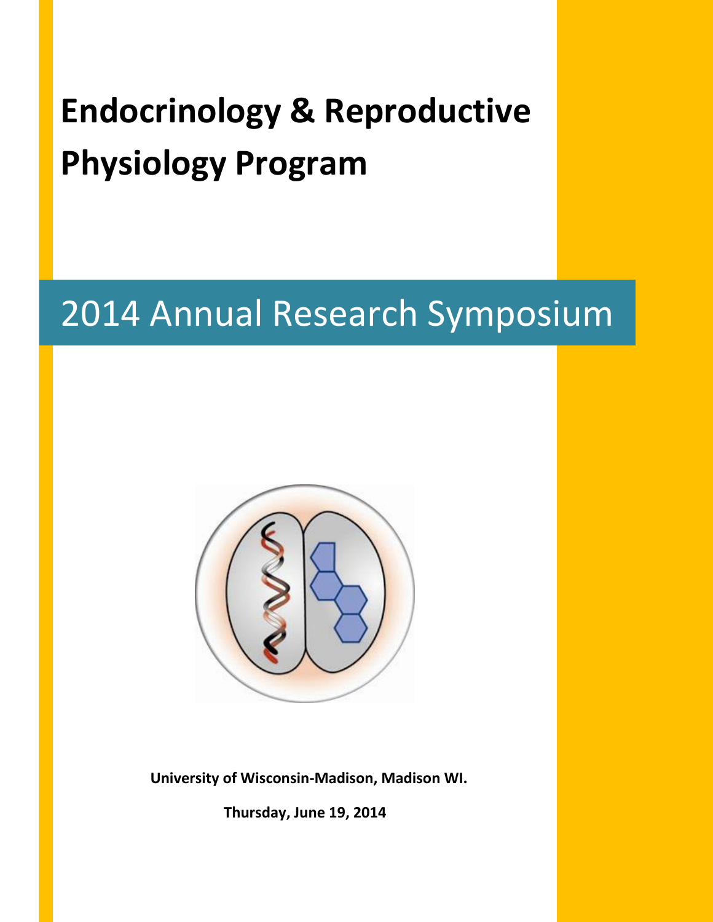# Endocrinology & Reproductive Physiology Program

## 2014 Annual Research Symposium

**University of Wisconsin-Madison, Madison WI.**

**Thursday, June 19, 2014**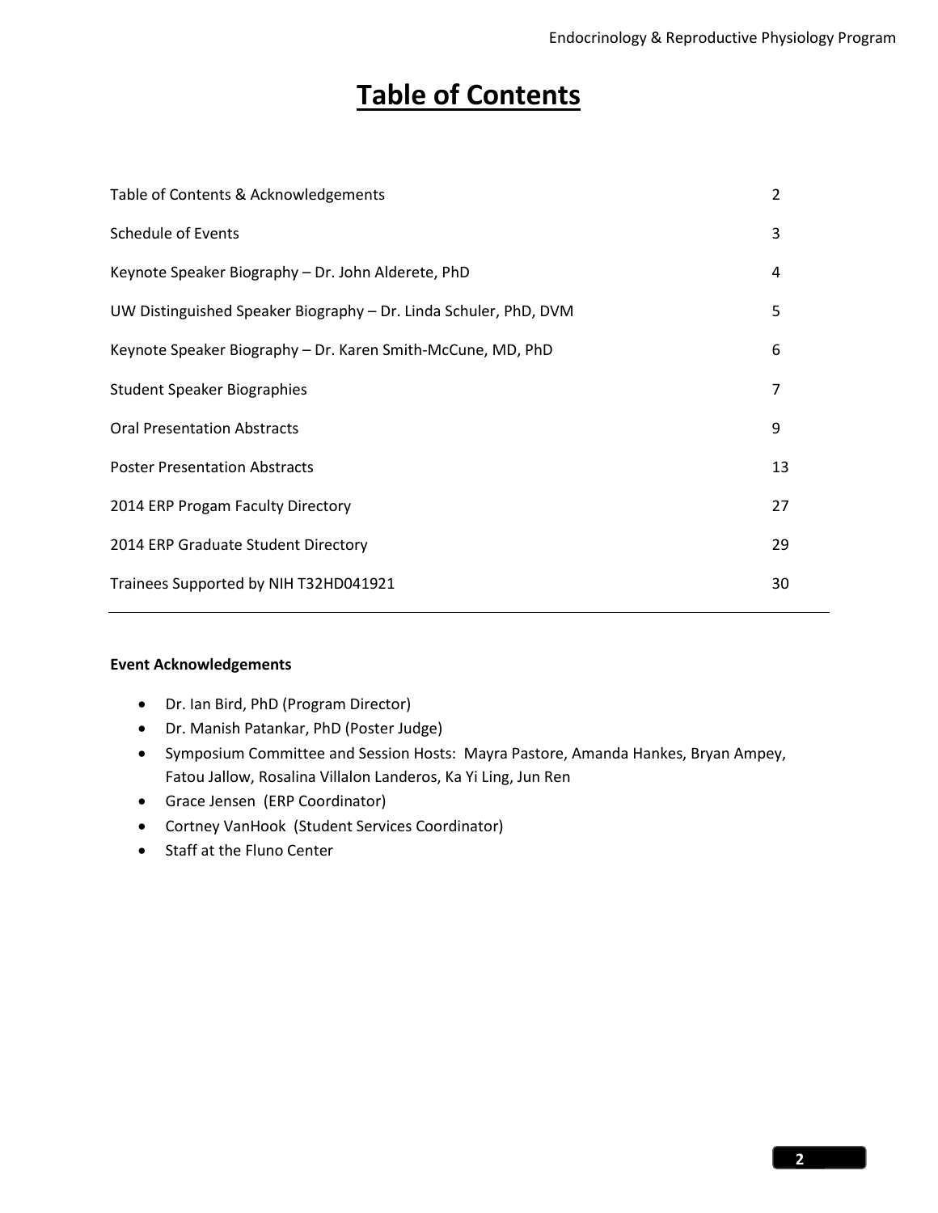# Table of Contents

| | |
|---|---|
| Table of Contents & Acknowledgements | 2 |
| Schedule of Events | 3 |
| Keynote Speaker Biography – Dr. John Alderete, PhD | 4 |
| UW Distinguished Speaker Biography – Dr. Linda Schuler, PhD, DVM | 5 |
| Keynote Speaker Biography – Dr. Karen Smith-McCune, MD, PhD | 6 |
| Student Speaker Biographies | 7 |
| Oral Presentation Abstracts | 9 |
| Poster Presentation Abstracts | 13 |
| 2014 ERP Progam Faculty Directory | 27 |
| 2014 ERP Graduate Student Directory | 29 |
| Trainees Supported by NIH T32HD041921 | 30 |

**Event Acknowledgements**

- Dr. Ian Bird, PhD (Program Director)
- Dr. Manish Patankar, PhD (Poster Judge)
- Symposium Committee and Session Hosts: Mayra Pastore, Amanda Hankes, Bryan Ampey, Fatou Jallow, Rosalina Villalon Landeros, Ka Yi Ling, Jun Ren
- Grace Jensen (ERP Coordinator)
- Cortney VanHook (Student Services Coordinator)
- Staff at the Fluno Center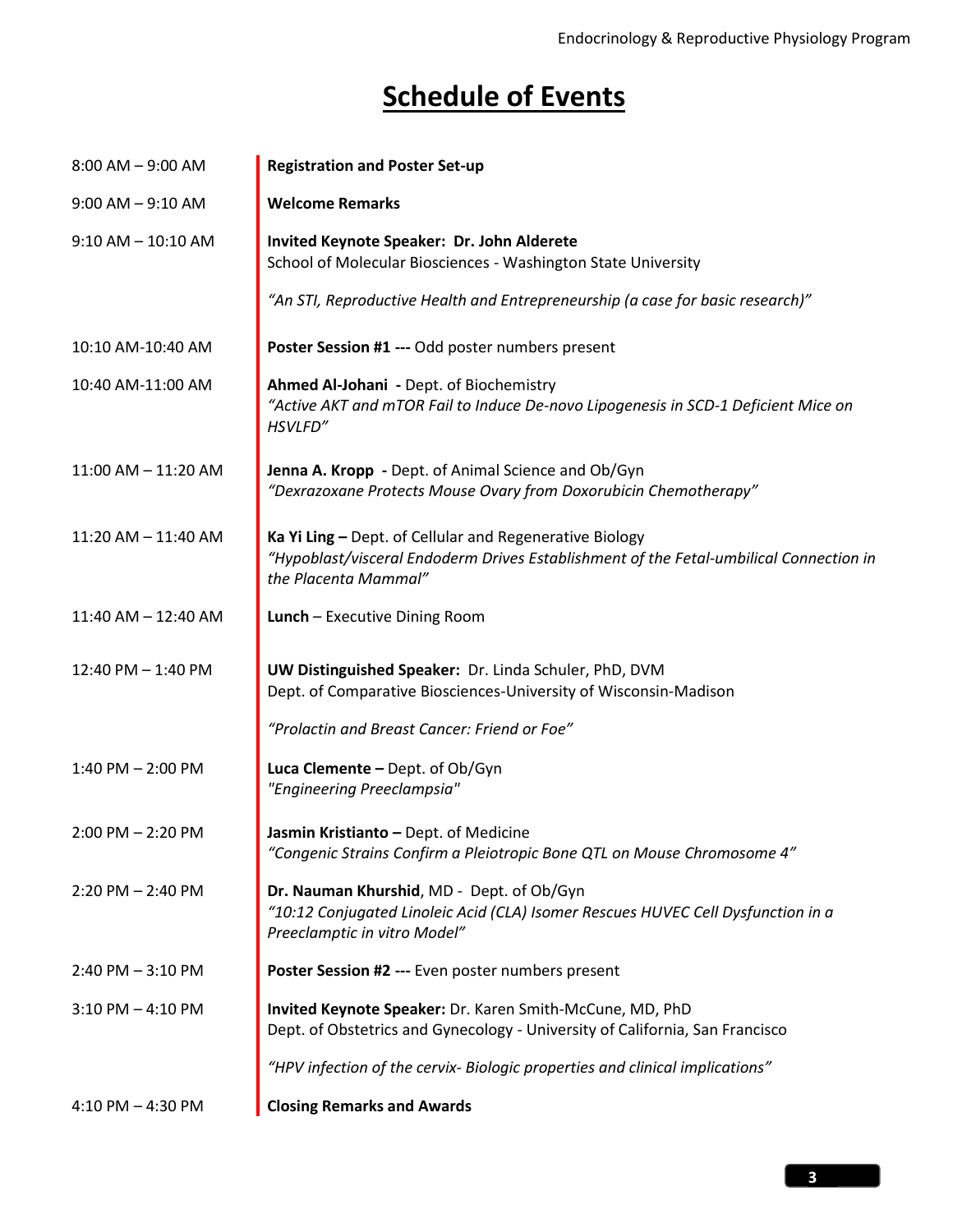# Schedule of Events

| | |
|---|---|
| 8:00 AM – 9:00 AM | **Registration and Poster Set-up** |
| 9:00 AM – 9:10 AM | **Welcome Remarks** |
| 9:10 AM – 10:10 AM | **Invited Keynote Speaker: Dr. John Alderete**<br>School of Molecular Biosciences - Washington State University<br><br>*"An STI, Reproductive Health and Entrepreneurship (a case for basic research)"* |
| 10:10 AM-10:40 AM | **Poster Session #1 ---** Odd poster numbers present |
| 10:40 AM-11:00 AM | **Ahmed Al-Johani -** Dept. of Biochemistry<br>*"Active AKT and mTOR Fail to Induce De-novo Lipogenesis in SCD-1 Deficient Mice on HSVLFD"* |
| 11:00 AM – 11:20 AM | **Jenna A. Kropp -** Dept. of Animal Science and Ob/Gyn<br>*"Dexrazoxane Protects Mouse Ovary from Doxorubicin Chemotherapy"* |
| 11:20 AM – 11:40 AM | **Ka Yi Ling –** Dept. of Cellular and Regenerative Biology<br>*"Hypoblast/visceral Endoderm Drives Establishment of the Fetal-umbilical Connection in the Placenta Mammal"* |
| 11:40 AM – 12:40 AM | **Lunch** – Executive Dining Room |
| 12:40 PM – 1:40 PM | **UW Distinguished Speaker:** Dr. Linda Schuler, PhD, DVM<br>Dept. of Comparative Biosciences-University of Wisconsin-Madison<br><br>*"Prolactin and Breast Cancer: Friend or Foe"* |
| 1:40 PM – 2:00 PM | **Luca Clemente –** Dept. of Ob/Gyn<br>*"Engineering Preeclampsia"* |
| 2:00 PM – 2:20 PM | **Jasmin Kristianto –** Dept. of Medicine<br>*"Congenic Strains Confirm a Pleiotropic Bone QTL on Mouse Chromosome 4"* |
| 2:20 PM – 2:40 PM | **Dr. Nauman Khurshid**, MD - Dept. of Ob/Gyn<br>*"10:12 Conjugated Linoleic Acid (CLA) Isomer Rescues HUVEC Cell Dysfunction in a Preeclamptic in vitro Model"* |
| 2:40 PM – 3:10 PM | **Poster Session #2 ---** Even poster numbers present |
| 3:10 PM – 4:10 PM | **Invited Keynote Speaker:** Dr. Karen Smith-McCune, MD, PhD<br>Dept. of Obstetrics and Gynecology - University of California, San Francisco<br><br>*"HPV infection of the cervix- Biologic properties and clinical implications"* |
| 4:10 PM – 4:30 PM | **Closing Remarks and Awards** |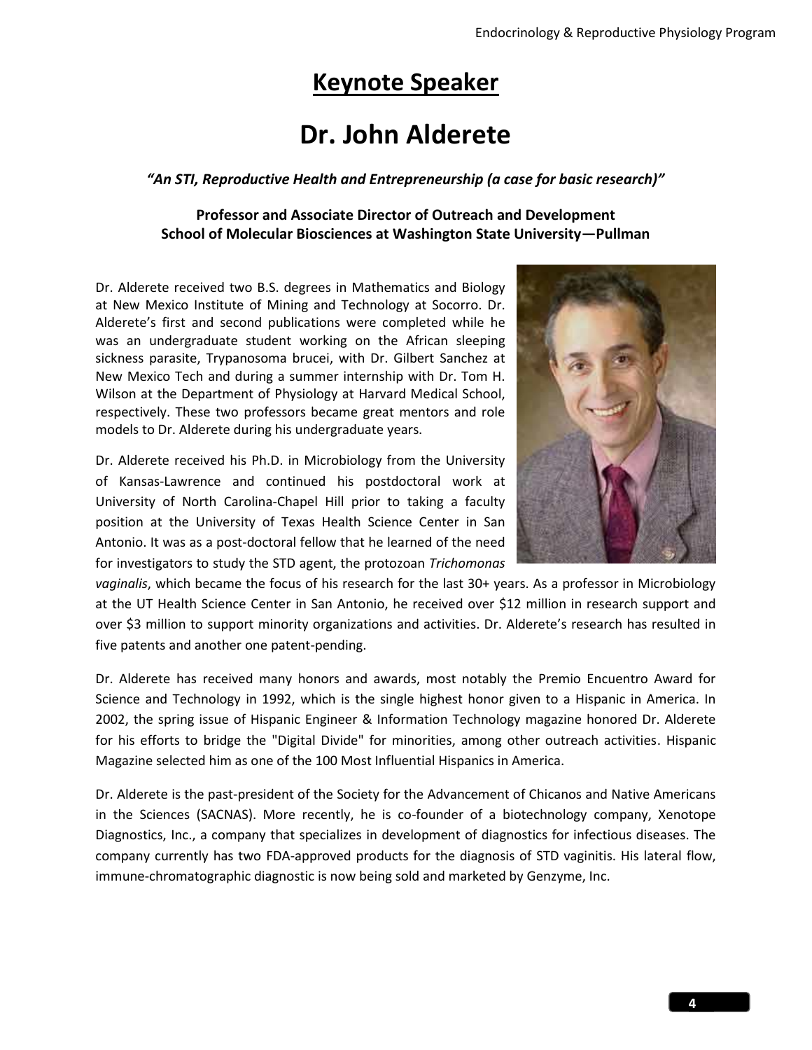# Keynote Speaker

# Dr. John Alderete

***"An STI, Reproductive Health and Entrepreneurship (a case for basic research)"***

**Professor and Associate Director of Outreach and Development**
**School of Molecular Biosciences at Washington State University—Pullman**

Dr. Alderete received two B.S. degrees in Mathematics and Biology at New Mexico Institute of Mining and Technology at Socorro. Dr. Alderete's first and second publications were completed while he was an undergraduate student working on the African sleeping sickness parasite, Trypanosoma brucei, with Dr. Gilbert Sanchez at New Mexico Tech and during a summer internship with Dr. Tom H. Wilson at the Department of Physiology at Harvard Medical School, respectively. These two professors became great mentors and role models to Dr. Alderete during his undergraduate years.

Dr. Alderete received his Ph.D. in Microbiology from the University of Kansas-Lawrence and continued his postdoctoral work at University of North Carolina-Chapel Hill prior to taking a faculty position at the University of Texas Health Science Center in San Antonio. It was as a post-doctoral fellow that he learned of the need for investigators to study the STD agent, the protozoan *Trichomonas vaginalis*, which became the focus of his research for the last 30+ years. As a professor in Microbiology at the UT Health Science Center in San Antonio, he received over $12 million in research support and over $3 million to support minority organizations and activities. Dr. Alderete's research has resulted in five patents and another one patent-pending.

Dr. Alderete has received many honors and awards, most notably the Premio Encuentro Award for Science and Technology in 1992, which is the single highest honor given to a Hispanic in America. In 2002, the spring issue of Hispanic Engineer & Information Technology magazine honored Dr. Alderete for his efforts to bridge the "Digital Divide" for minorities, among other outreach activities. Hispanic Magazine selected him as one of the 100 Most Influential Hispanics in America.

Dr. Alderete is the past-president of the Society for the Advancement of Chicanos and Native Americans in the Sciences (SACNAS). More recently, he is co-founder of a biotechnology company, Xenotope Diagnostics, Inc., a company that specializes in development of diagnostics for infectious diseases. The company currently has two FDA-approved products for the diagnosis of STD vaginitis. His lateral flow, immune-chromatographic diagnostic is now being sold and marketed by Genzyme, Inc.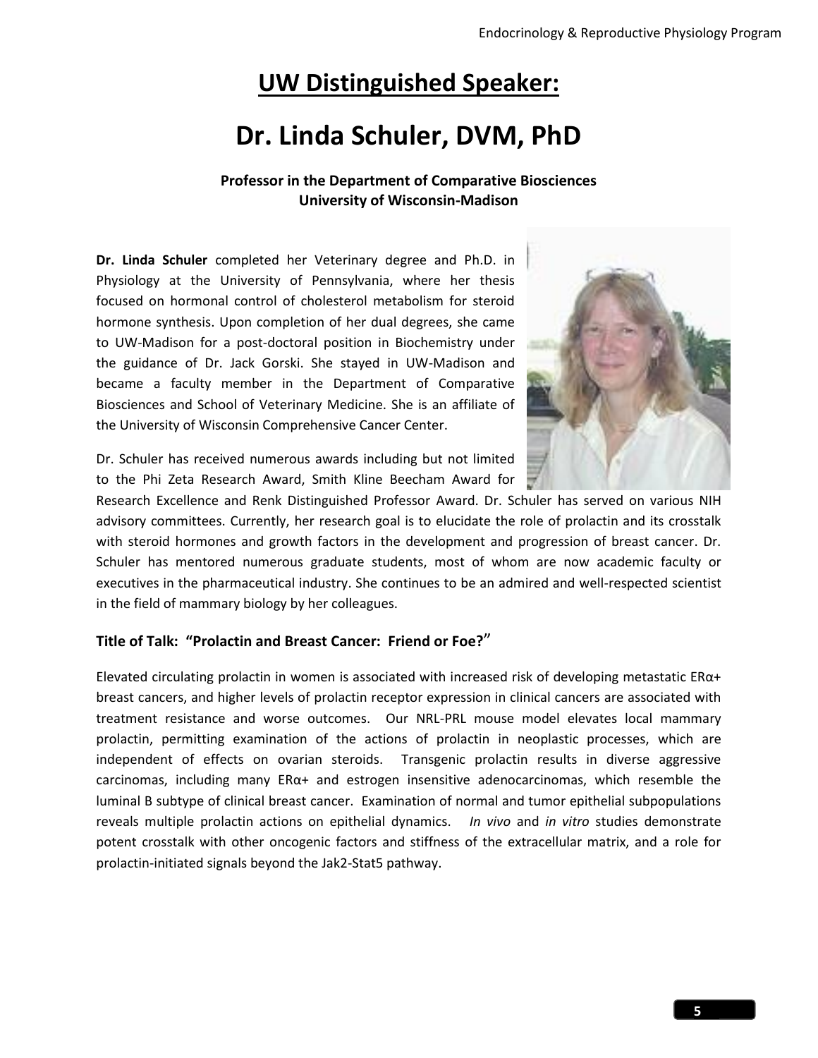# UW Distinguished Speaker:

# Dr. Linda Schuler, DVM, PhD

**Professor in the Department of Comparative Biosciences**
**University of Wisconsin-Madison**

**Dr. Linda Schuler** completed her Veterinary degree and Ph.D. in Physiology at the University of Pennsylvania, where her thesis focused on hormonal control of cholesterol metabolism for steroid hormone synthesis. Upon completion of her dual degrees, she came to UW-Madison for a post-doctoral position in Biochemistry under the guidance of Dr. Jack Gorski. She stayed in UW-Madison and became a faculty member in the Department of Comparative Biosciences and School of Veterinary Medicine. She is an affiliate of the University of Wisconsin Comprehensive Cancer Center.

Dr. Schuler has received numerous awards including but not limited to the Phi Zeta Research Award, Smith Kline Beecham Award for Research Excellence and Renk Distinguished Professor Award. Dr. Schuler has served on various NIH advisory committees. Currently, her research goal is to elucidate the role of prolactin and its crosstalk with steroid hormones and growth factors in the development and progression of breast cancer. Dr. Schuler has mentored numerous graduate students, most of whom are now academic faculty or executives in the pharmaceutical industry. She continues to be an admired and well-respected scientist in the field of mammary biology by her colleagues.

### Title of Talk: "Prolactin and Breast Cancer: Friend or Foe?"

Elevated circulating prolactin in women is associated with increased risk of developing metastatic ERα+ breast cancers, and higher levels of prolactin receptor expression in clinical cancers are associated with treatment resistance and worse outcomes. Our NRL-PRL mouse model elevates local mammary prolactin, permitting examination of the actions of prolactin in neoplastic processes, which are independent of effects on ovarian steroids. Transgenic prolactin results in diverse aggressive carcinomas, including many ERα+ and estrogen insensitive adenocarcinomas, which resemble the luminal B subtype of clinical breast cancer. Examination of normal and tumor epithelial subpopulations reveals multiple prolactin actions on epithelial dynamics. *In vivo* and *in vitro* studies demonstrate potent crosstalk with other oncogenic factors and stiffness of the extracellular matrix, and a role for prolactin-initiated signals beyond the Jak2-Stat5 pathway.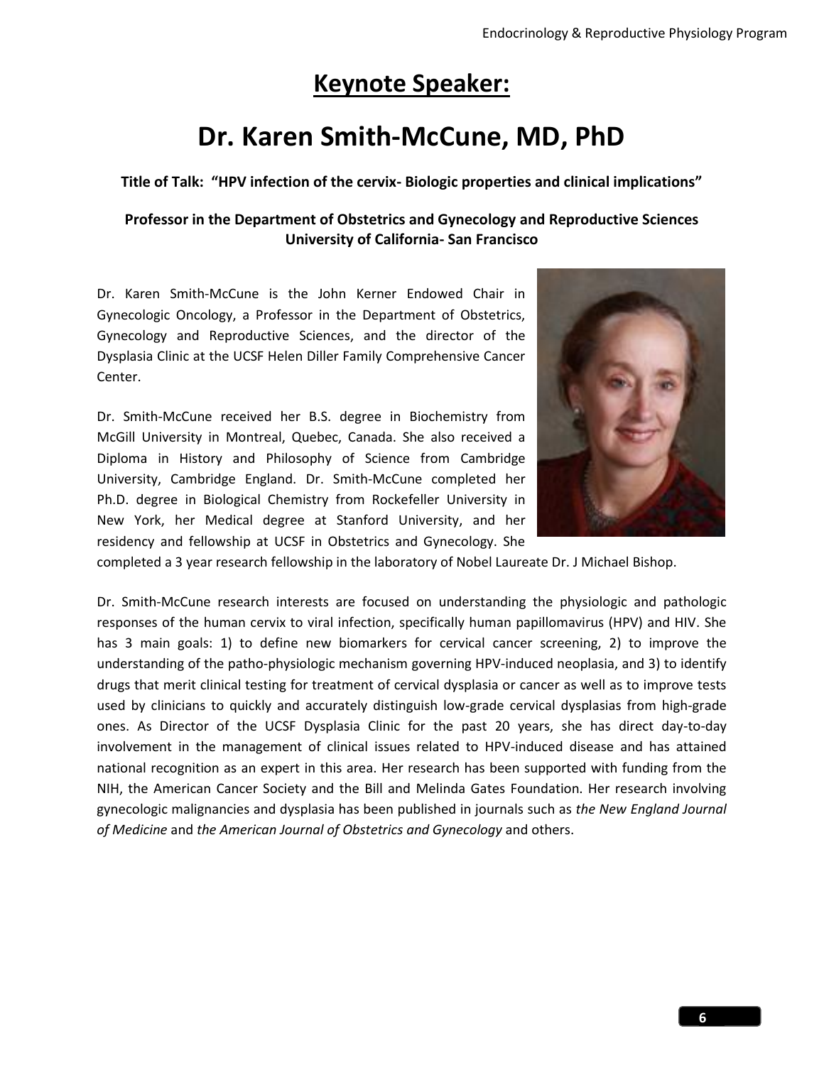# Keynote Speaker:

# Dr. Karen Smith-McCune, MD, PhD

**Title of Talk: "HPV infection of the cervix- Biologic properties and clinical implications"**

**Professor in the Department of Obstetrics and Gynecology and Reproductive Sciences**
**University of California- San Francisco**

Dr. Karen Smith-McCune is the John Kerner Endowed Chair in Gynecologic Oncology, a Professor in the Department of Obstetrics, Gynecology and Reproductive Sciences, and the director of the Dysplasia Clinic at the UCSF Helen Diller Family Comprehensive Cancer Center.

Dr. Smith-McCune received her B.S. degree in Biochemistry from McGill University in Montreal, Quebec, Canada. She also received a Diploma in History and Philosophy of Science from Cambridge University, Cambridge England. Dr. Smith-McCune completed her Ph.D. degree in Biological Chemistry from Rockefeller University in New York, her Medical degree at Stanford University, and her residency and fellowship at UCSF in Obstetrics and Gynecology. She completed a 3 year research fellowship in the laboratory of Nobel Laureate Dr. J Michael Bishop.

Dr. Smith-McCune research interests are focused on understanding the physiologic and pathologic responses of the human cervix to viral infection, specifically human papillomavirus (HPV) and HIV. She has 3 main goals: 1) to define new biomarkers for cervical cancer screening, 2) to improve the understanding of the patho-physiologic mechanism governing HPV-induced neoplasia, and 3) to identify drugs that merit clinical testing for treatment of cervical dysplasia or cancer as well as to improve tests used by clinicians to quickly and accurately distinguish low-grade cervical dysplasias from high-grade ones. As Director of the UCSF Dysplasia Clinic for the past 20 years, she has direct day-to-day involvement in the management of clinical issues related to HPV-induced disease and has attained national recognition as an expert in this area. Her research has been supported with funding from the NIH, the American Cancer Society and the Bill and Melinda Gates Foundation. Her research involving gynecologic malignancies and dysplasia has been published in journals such as *the New England Journal of Medicine* and *the American Journal of Obstetrics and Gynecology* and others.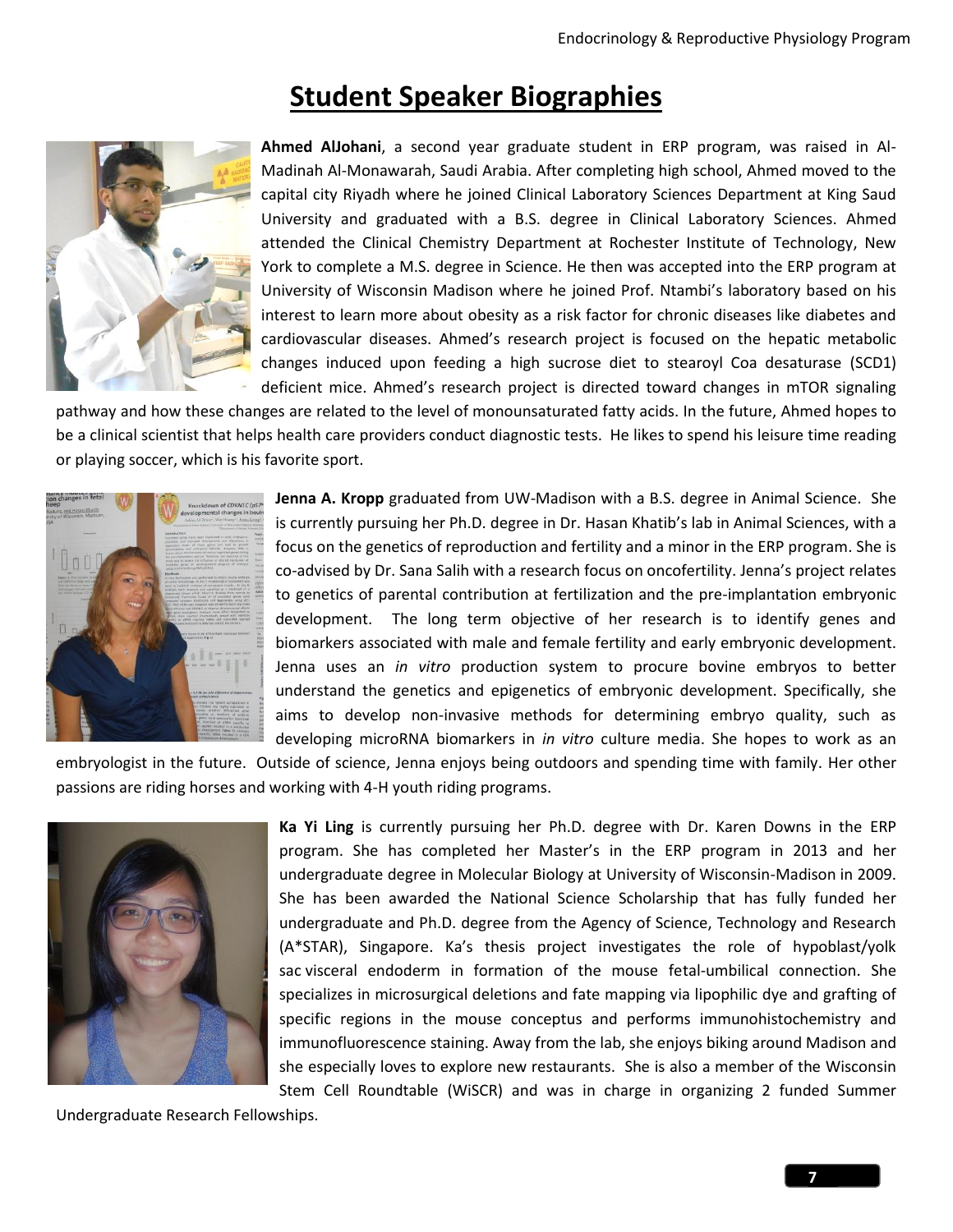# Student Speaker Biographies

**Ahmed AlJohani**, a second year graduate student in ERP program, was raised in Al-Madinah Al-Monawarah, Saudi Arabia. After completing high school, Ahmed moved to the capital city Riyadh where he joined Clinical Laboratory Sciences Department at King Saud University and graduated with a B.S. degree in Clinical Laboratory Sciences. Ahmed attended the Clinical Chemistry Department at Rochester Institute of Technology, New York to complete a M.S. degree in Science. He then was accepted into the ERP program at University of Wisconsin Madison where he joined Prof. Ntambi's laboratory based on his interest to learn more about obesity as a risk factor for chronic diseases like diabetes and cardiovascular diseases. Ahmed's research project is focused on the hepatic metabolic changes induced upon feeding a high sucrose diet to stearoyl Coa desaturase (SCD1) deficient mice. Ahmed's research project is directed toward changes in mTOR signaling pathway and how these changes are related to the level of monounsaturated fatty acids. In the future, Ahmed hopes to be a clinical scientist that helps health care providers conduct diagnostic tests. He likes to spend his leisure time reading or playing soccer, which is his favorite sport.

**Jenna A. Kropp** graduated from UW-Madison with a B.S. degree in Animal Science. She is currently pursuing her Ph.D. degree in Dr. Hasan Khatib's lab in Animal Sciences, with a focus on the genetics of reproduction and fertility and a minor in the ERP program. She is co-advised by Dr. Sana Salih with a research focus on oncofertility. Jenna's project relates to genetics of parental contribution at fertilization and the pre-implantation embryonic development. The long term objective of her research is to identify genes and biomarkers associated with male and female fertility and early embryonic development. Jenna uses an *in vitro* production system to procure bovine embryos to better understand the genetics and epigenetics of embryonic development. Specifically, she aims to develop non-invasive methods for determining embryo quality, such as developing microRNA biomarkers in *in vitro* culture media. She hopes to work as an embryologist in the future. Outside of science, Jenna enjoys being outdoors and spending time with family. Her other passions are riding horses and working with 4-H youth riding programs.

**Ka Yi Ling** is currently pursuing her Ph.D. degree with Dr. Karen Downs in the ERP program. She has completed her Master's in the ERP program in 2013 and her undergraduate degree in Molecular Biology at University of Wisconsin-Madison in 2009. She has been awarded the National Science Scholarship that has fully funded her undergraduate and Ph.D. degree from the Agency of Science, Technology and Research (A*STAR), Singapore. Ka's thesis project investigates the role of hypoblast/yolk sac visceral endoderm in formation of the mouse fetal-umbilical connection. She specializes in microsurgical deletions and fate mapping via lipophilic dye and grafting of specific regions in the mouse conceptus and performs immunohistochemistry and immunofluorescence staining. Away from the lab, she enjoys biking around Madison and she especially loves to explore new restaurants. She is also a member of the Wisconsin Stem Cell Roundtable (WiSCR) and was in charge in organizing 2 funded Summer Undergraduate Research Fellowships.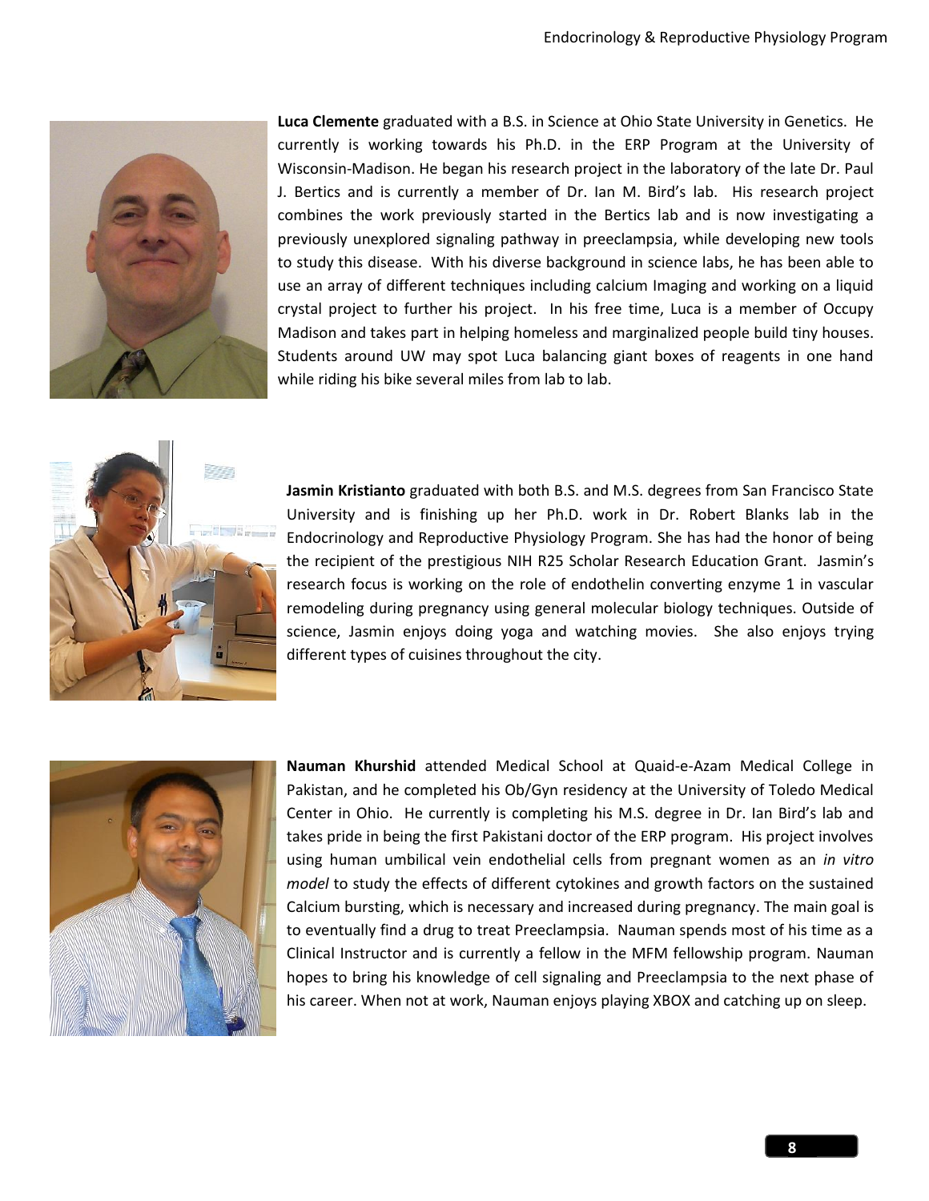**Luca Clemente** graduated with a B.S. in Science at Ohio State University in Genetics. He currently is working towards his Ph.D. in the ERP Program at the University of Wisconsin-Madison. He began his research project in the laboratory of the late Dr. Paul J. Bertics and is currently a member of Dr. Ian M. Bird's lab. His research project combines the work previously started in the Bertics lab and is now investigating a previously unexplored signaling pathway in preeclampsia, while developing new tools to study this disease. With his diverse background in science labs, he has been able to use an array of different techniques including calcium Imaging and working on a liquid crystal project to further his project. In his free time, Luca is a member of Occupy Madison and takes part in helping homeless and marginalized people build tiny houses. Students around UW may spot Luca balancing giant boxes of reagents in one hand while riding his bike several miles from lab to lab.

**Jasmin Kristianto** graduated with both B.S. and M.S. degrees from San Francisco State University and is finishing up her Ph.D. work in Dr. Robert Blanks lab in the Endocrinology and Reproductive Physiology Program. She has had the honor of being the recipient of the prestigious NIH R25 Scholar Research Education Grant. Jasmin's research focus is working on the role of endothelin converting enzyme 1 in vascular remodeling during pregnancy using general molecular biology techniques. Outside of science, Jasmin enjoys doing yoga and watching movies. She also enjoys trying different types of cuisines throughout the city.

**Nauman Khurshid** attended Medical School at Quaid-e-Azam Medical College in Pakistan, and he completed his Ob/Gyn residency at the University of Toledo Medical Center in Ohio. He currently is completing his M.S. degree in Dr. Ian Bird's lab and takes pride in being the first Pakistani doctor of the ERP program. His project involves using human umbilical vein endothelial cells from pregnant women as an *in vitro model* to study the effects of different cytokines and growth factors on the sustained Calcium bursting, which is necessary and increased during pregnancy. The main goal is to eventually find a drug to treat Preeclampsia. Nauman spends most of his time as a Clinical Instructor and is currently a fellow in the MFM fellowship program. Nauman hopes to bring his knowledge of cell signaling and Preeclampsia to the next phase of his career. When not at work, Nauman enjoys playing XBOX and catching up on sleep.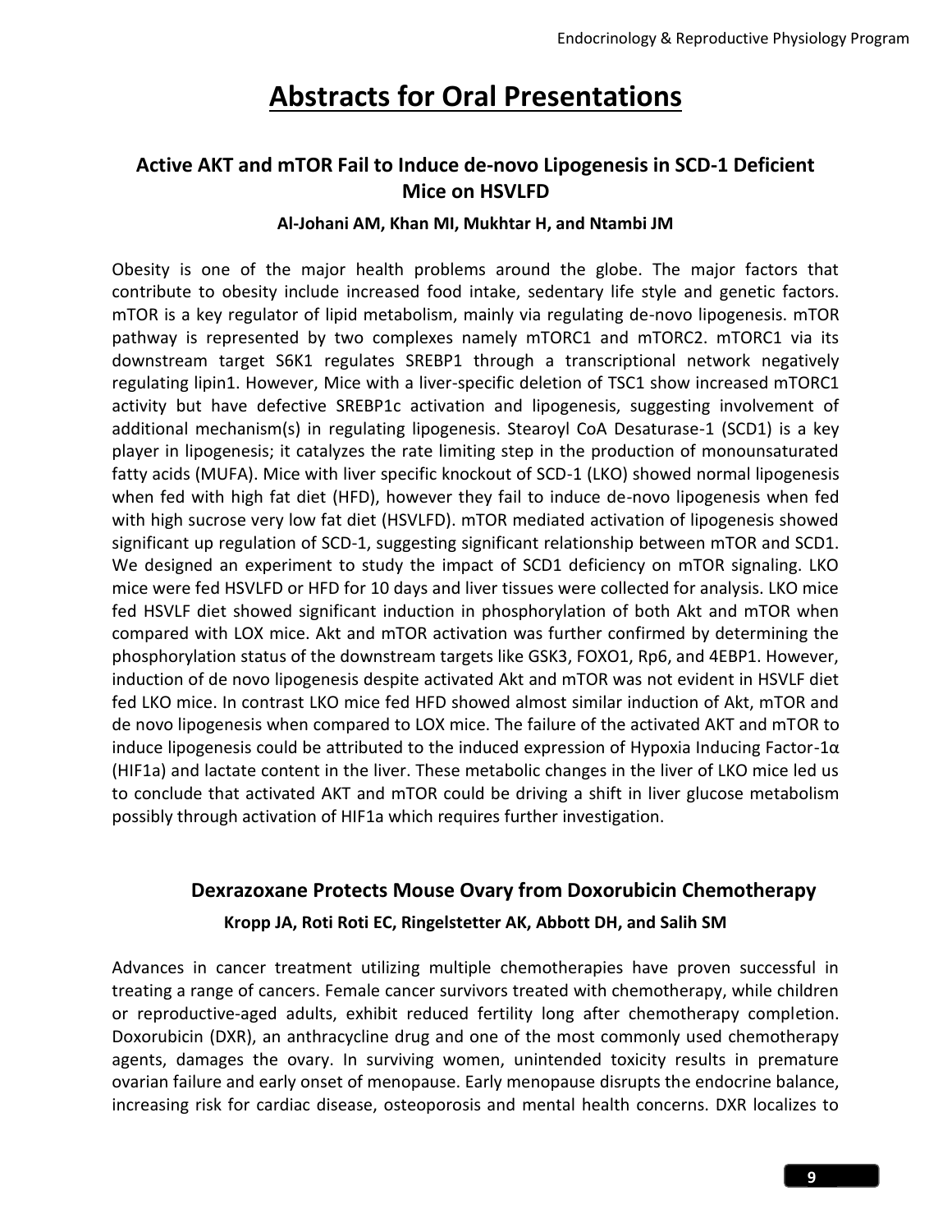# Abstracts for Oral Presentations

## Active AKT and mTOR Fail to Induce de-novo Lipogenesis in SCD-1 Deficient Mice on HSVLFD

**Al-Johani AM, Khan MI, Mukhtar H, and Ntambi JM**

Obesity is one of the major health problems around the globe. The major factors that contribute to obesity include increased food intake, sedentary life style and genetic factors. mTOR is a key regulator of lipid metabolism, mainly via regulating de-novo lipogenesis. mTOR pathway is represented by two complexes namely mTORC1 and mTORC2. mTORC1 via its downstream target S6K1 regulates SREBP1 through a transcriptional network negatively regulating lipin1. However, Mice with a liver-specific deletion of TSC1 show increased mTORC1 activity but have defective SREBP1c activation and lipogenesis, suggesting involvement of additional mechanism(s) in regulating lipogenesis. Stearoyl CoA Desaturase-1 (SCD1) is a key player in lipogenesis; it catalyzes the rate limiting step in the production of monounsaturated fatty acids (MUFA). Mice with liver specific knockout of SCD-1 (LKO) showed normal lipogenesis when fed with high fat diet (HFD), however they fail to induce de-novo lipogenesis when fed with high sucrose very low fat diet (HSVLFD). mTOR mediated activation of lipogenesis showed significant up regulation of SCD-1, suggesting significant relationship between mTOR and SCD1. We designed an experiment to study the impact of SCD1 deficiency on mTOR signaling. LKO mice were fed HSVLFD or HFD for 10 days and liver tissues were collected for analysis. LKO mice fed HSVLF diet showed significant induction in phosphorylation of both Akt and mTOR when compared with LOX mice. Akt and mTOR activation was further confirmed by determining the phosphorylation status of the downstream targets like GSK3, FOXO1, Rp6, and 4EBP1. However, induction of de novo lipogenesis despite activated Akt and mTOR was not evident in HSVLF diet fed LKO mice. In contrast LKO mice fed HFD showed almost similar induction of Akt, mTOR and de novo lipogenesis when compared to LOX mice. The failure of the activated AKT and mTOR to induce lipogenesis could be attributed to the induced expression of Hypoxia Inducing Factor-1α (HIF1a) and lactate content in the liver. These metabolic changes in the liver of LKO mice led us to conclude that activated AKT and mTOR could be driving a shift in liver glucose metabolism possibly through activation of HIF1a which requires further investigation.

## Dexrazoxane Protects Mouse Ovary from Doxorubicin Chemotherapy

**Kropp JA, Roti Roti EC, Ringelstetter AK, Abbott DH, and Salih SM**

Advances in cancer treatment utilizing multiple chemotherapies have proven successful in treating a range of cancers. Female cancer survivors treated with chemotherapy, while children or reproductive-aged adults, exhibit reduced fertility long after chemotherapy completion. Doxorubicin (DXR), an anthracycline drug and one of the most commonly used chemotherapy agents, damages the ovary. In surviving women, unintended toxicity results in premature ovarian failure and early onset of menopause. Early menopause disrupts the endocrine balance, increasing risk for cardiac disease, osteoporosis and mental health concerns. DXR localizes to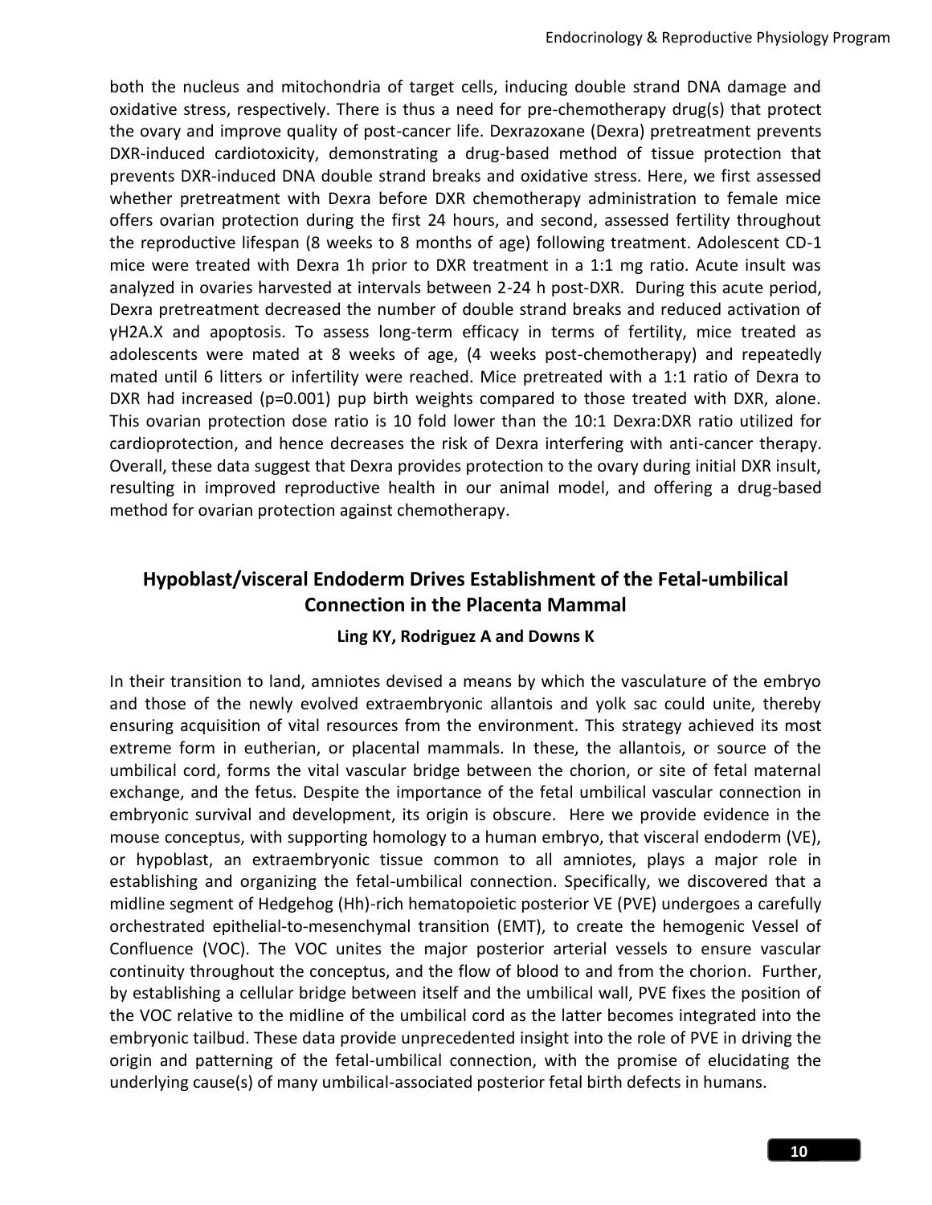both the nucleus and mitochondria of target cells, inducing double strand DNA damage and oxidative stress, respectively. There is thus a need for pre-chemotherapy drug(s) that protect the ovary and improve quality of post-cancer life. Dexrazoxane (Dexra) pretreatment prevents DXR-induced cardiotoxicity, demonstrating a drug-based method of tissue protection that prevents DXR-induced DNA double strand breaks and oxidative stress. Here, we first assessed whether pretreatment with Dexra before DXR chemotherapy administration to female mice offers ovarian protection during the first 24 hours, and second, assessed fertility throughout the reproductive lifespan (8 weeks to 8 months of age) following treatment. Adolescent CD-1 mice were treated with Dexra 1h prior to DXR treatment in a 1:1 mg ratio. Acute insult was analyzed in ovaries harvested at intervals between 2-24 h post-DXR. During this acute period, Dexra pretreatment decreased the number of double strand breaks and reduced activation of γH2A.X and apoptosis. To assess long-term efficacy in terms of fertility, mice treated as adolescents were mated at 8 weeks of age, (4 weeks post-chemotherapy) and repeatedly mated until 6 litters or infertility were reached. Mice pretreated with a 1:1 ratio of Dexra to DXR had increased ($p=0.001$) pup birth weights compared to those treated with DXR, alone. This ovarian protection dose ratio is 10 fold lower than the 10:1 Dexra:DXR ratio utilized for cardioprotection, and hence decreases the risk of Dexra interfering with anti-cancer therapy. Overall, these data suggest that Dexra provides protection to the ovary during initial DXR insult, resulting in improved reproductive health in our animal model, and offering a drug-based method for ovarian protection against chemotherapy.

## Hypoblast/visceral Endoderm Drives Establishment of the Fetal-umbilical Connection in the Placenta Mammal

**Ling KY, Rodriguez A and Downs K**

In their transition to land, amniotes devised a means by which the vasculature of the embryo and those of the newly evolved extraembryonic allantois and yolk sac could unite, thereby ensuring acquisition of vital resources from the environment. This strategy achieved its most extreme form in eutherian, or placental mammals. In these, the allantois, or source of the umbilical cord, forms the vital vascular bridge between the chorion, or site of fetal maternal exchange, and the fetus. Despite the importance of the fetal umbilical vascular connection in embryonic survival and development, its origin is obscure. Here we provide evidence in the mouse conceptus, with supporting homology to a human embryo, that visceral endoderm (VE), or hypoblast, an extraembryonic tissue common to all amniotes, plays a major role in establishing and organizing the fetal-umbilical connection. Specifically, we discovered that a midline segment of Hedgehog (Hh)-rich hematopoietic posterior VE (PVE) undergoes a carefully orchestrated epithelial-to-mesenchymal transition (EMT), to create the hemogenic Vessel of Confluence (VOC). The VOC unites the major posterior arterial vessels to ensure vascular continuity throughout the conceptus, and the flow of blood to and from the chorion. Further, by establishing a cellular bridge between itself and the umbilical wall, PVE fixes the position of the VOC relative to the midline of the umbilical cord as the latter becomes integrated into the embryonic tailbud. These data provide unprecedented insight into the role of PVE in driving the origin and patterning of the fetal-umbilical connection, with the promise of elucidating the underlying cause(s) of many umbilical-associated posterior fetal birth defects in humans.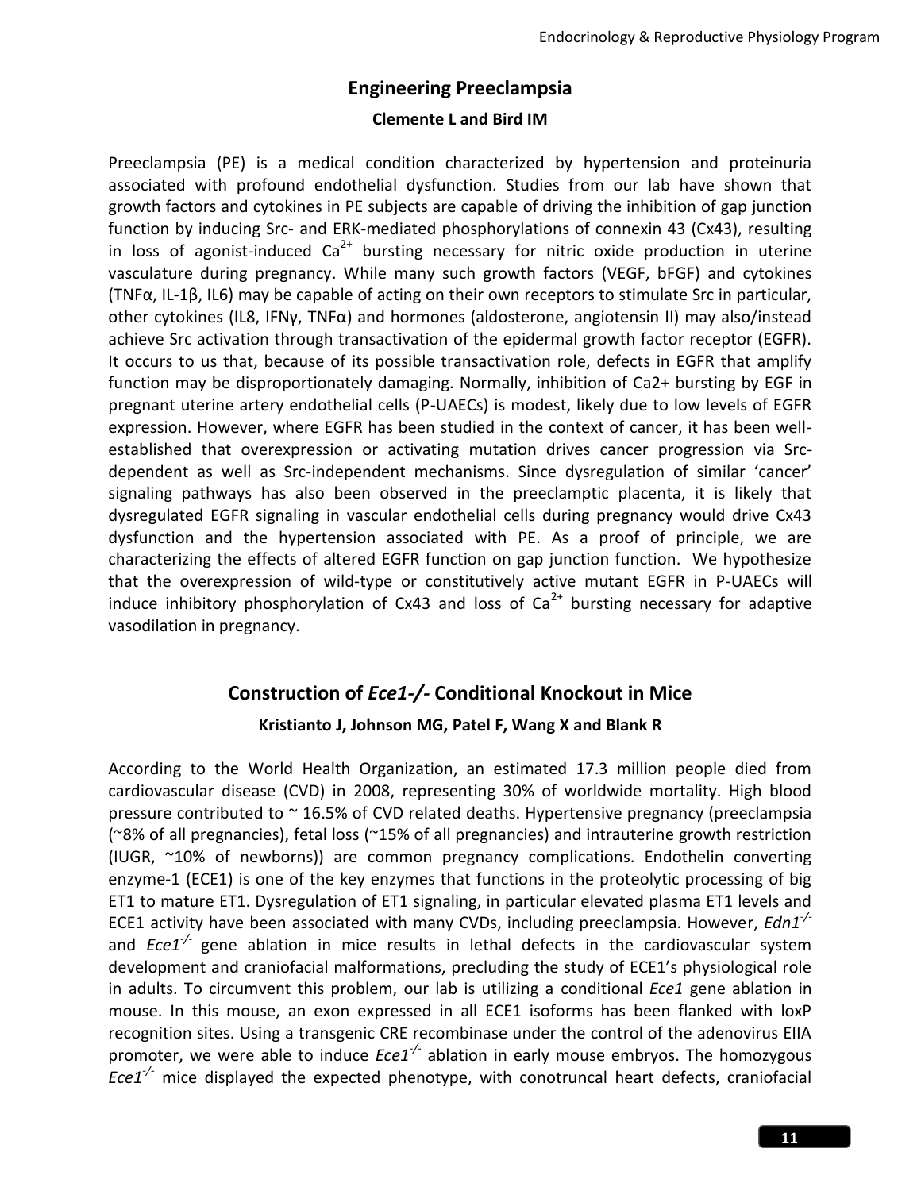## Engineering Preeclampsia

**Clemente L and Bird IM**

Preeclampsia (PE) is a medical condition characterized by hypertension and proteinuria associated with profound endothelial dysfunction. Studies from our lab have shown that growth factors and cytokines in PE subjects are capable of driving the inhibition of gap junction function by inducing Src- and ERK-mediated phosphorylations of connexin 43 (Cx43), resulting in loss of agonist-induced $Ca^{2+}$ bursting necessary for nitric oxide production in uterine vasculature during pregnancy. While many such growth factors (VEGF, bFGF) and cytokines (TNFα, IL-1β, IL6) may be capable of acting on their own receptors to stimulate Src in particular, other cytokines (IL8, IFNγ, TNFα) and hormones (aldosterone, angiotensin II) may also/instead achieve Src activation through transactivation of the epidermal growth factor receptor (EGFR). It occurs to us that, because of its possible transactivation role, defects in EGFR that amplify function may be disproportionately damaging. Normally, inhibition of Ca2+ bursting by EGF in pregnant uterine artery endothelial cells (P-UAECs) is modest, likely due to low levels of EGFR expression. However, where EGFR has been studied in the context of cancer, it has been well-established that overexpression or activating mutation drives cancer progression via Src-dependent as well as Src-independent mechanisms. Since dysregulation of similar 'cancer' signaling pathways has also been observed in the preeclamptic placenta, it is likely that dysregulated EGFR signaling in vascular endothelial cells during pregnancy would drive Cx43 dysfunction and the hypertension associated with PE. As a proof of principle, we are characterizing the effects of altered EGFR function on gap junction function. We hypothesize that the overexpression of wild-type or constitutively active mutant EGFR in P-UAECs will induce inhibitory phosphorylation of Cx43 and loss of $Ca^{2+}$ bursting necessary for adaptive vasodilation in pregnancy.

## Construction of *Ece1-/-* Conditional Knockout in Mice

**Kristianto J, Johnson MG, Patel F, Wang X and Blank R**

According to the World Health Organization, an estimated 17.3 million people died from cardiovascular disease (CVD) in 2008, representing 30% of worldwide mortality. High blood pressure contributed to ~ 16.5% of CVD related deaths. Hypertensive pregnancy (preeclampsia (~8% of all pregnancies), fetal loss (~15% of all pregnancies) and intrauterine growth restriction (IUGR, ~10% of newborns)) are common pregnancy complications. Endothelin converting enzyme-1 (ECE1) is one of the key enzymes that functions in the proteolytic processing of big ET1 to mature ET1. Dysregulation of ET1 signaling, in particular elevated plasma ET1 levels and ECE1 activity have been associated with many CVDs, including preeclampsia. However, *Edn1*$^{-/-}$ and *Ece1*$^{-/-}$ gene ablation in mice results in lethal defects in the cardiovascular system development and craniofacial malformations, precluding the study of ECE1's physiological role in adults. To circumvent this problem, our lab is utilizing a conditional *Ece1* gene ablation in mouse. In this mouse, an exon expressed in all ECE1 isoforms has been flanked with loxP recognition sites. Using a transgenic CRE recombinase under the control of the adenovirus EIIA promoter, we were able to induce *Ece1*$^{-/-}$ ablation in early mouse embryos. The homozygous *Ece1*$^{-/-}$ mice displayed the expected phenotype, with conotruncal heart defects, craniofacial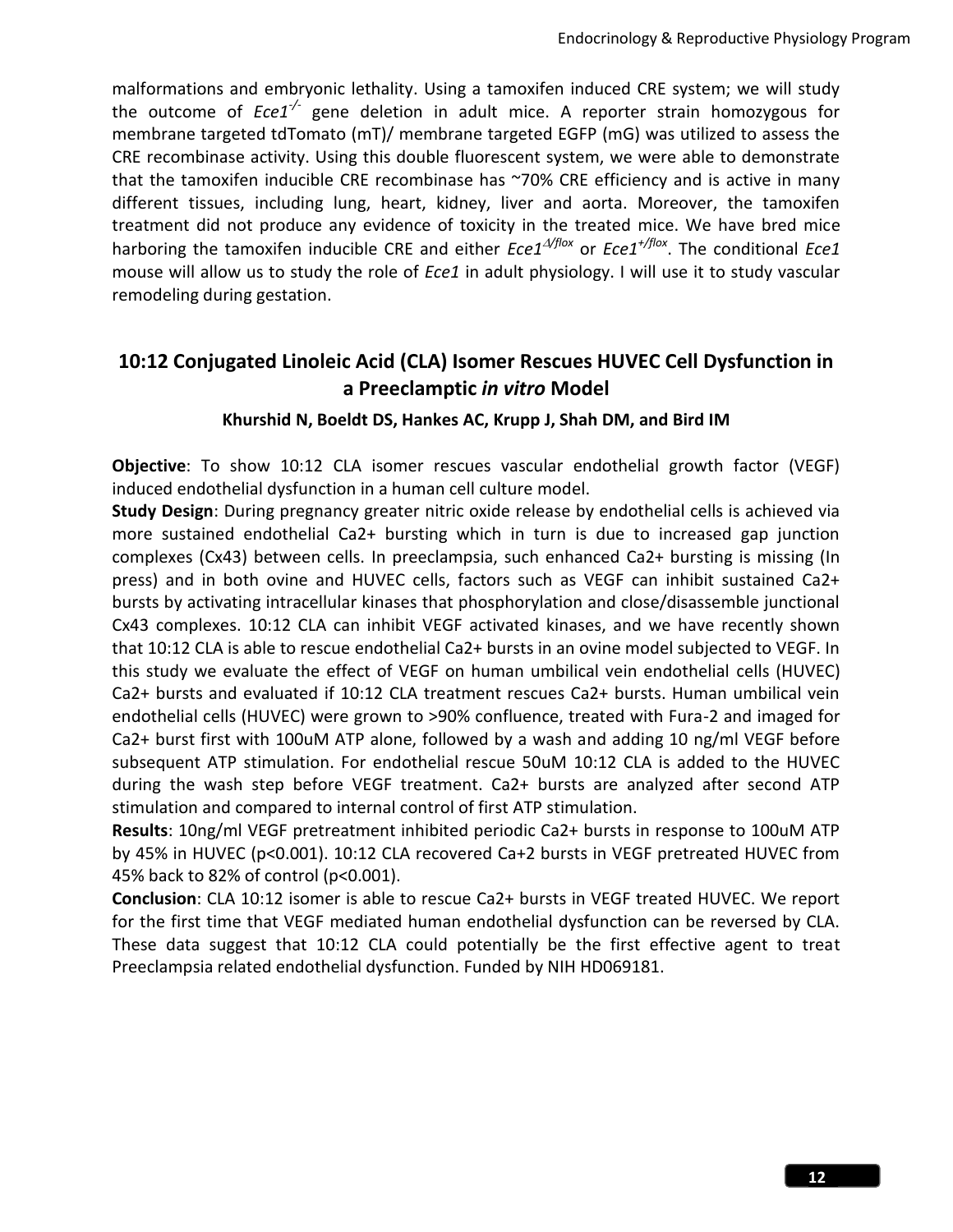malformations and embryonic lethality. Using a tamoxifen induced CRE system; we will study the outcome of *Ece1*$^{-/-}$ gene deletion in adult mice. A reporter strain homozygous for membrane targeted tdTomato (mT)/ membrane targeted EGFP (mG) was utilized to assess the CRE recombinase activity. Using this double fluorescent system, we were able to demonstrate that the tamoxifen inducible CRE recombinase has ~70% CRE efficiency and is active in many different tissues, including lung, heart, kidney, liver and aorta. Moreover, the tamoxifen treatment did not produce any evidence of toxicity in the treated mice. We have bred mice harboring the tamoxifen inducible CRE and either *Ece1*$^{\Delta/flox}$ or *Ece1*$^{+/flox}$. The conditional *Ece1* mouse will allow us to study the role of *Ece1* in adult physiology. I will use it to study vascular remodeling during gestation.

## 10:12 Conjugated Linoleic Acid (CLA) Isomer Rescues HUVEC Cell Dysfunction in a Preeclamptic *in vitro* Model

**Khurshid N, Boeldt DS, Hankes AC, Krupp J, Shah DM, and Bird IM**

**Objective**: To show 10:12 CLA isomer rescues vascular endothelial growth factor (VEGF) induced endothelial dysfunction in a human cell culture model.

**Study Design**: During pregnancy greater nitric oxide release by endothelial cells is achieved via more sustained endothelial Ca2+ bursting which in turn is due to increased gap junction complexes (Cx43) between cells. In preeclampsia, such enhanced Ca2+ bursting is missing (In press) and in both ovine and HUVEC cells, factors such as VEGF can inhibit sustained Ca2+ bursts by activating intracellular kinases that phosphorylation and close/disassemble junctional Cx43 complexes. 10:12 CLA can inhibit VEGF activated kinases, and we have recently shown that 10:12 CLA is able to rescue endothelial Ca2+ bursts in an ovine model subjected to VEGF. In this study we evaluate the effect of VEGF on human umbilical vein endothelial cells (HUVEC) Ca2+ bursts and evaluated if 10:12 CLA treatment rescues Ca2+ bursts. Human umbilical vein endothelial cells (HUVEC) were grown to >90% confluence, treated with Fura-2 and imaged for Ca2+ burst first with 100uM ATP alone, followed by a wash and adding 10 ng/ml VEGF before subsequent ATP stimulation. For endothelial rescue 50uM 10:12 CLA is added to the HUVEC during the wash step before VEGF treatment. Ca2+ bursts are analyzed after second ATP stimulation and compared to internal control of first ATP stimulation.

**Results**: 10ng/ml VEGF pretreatment inhibited periodic Ca2+ bursts in response to 100uM ATP by 45% in HUVEC ($p<0.001$). 10:12 CLA recovered Ca+2 bursts in VEGF pretreated HUVEC from 45% back to 82% of control ($p<0.001$).

**Conclusion**: CLA 10:12 isomer is able to rescue Ca2+ bursts in VEGF treated HUVEC. We report for the first time that VEGF mediated human endothelial dysfunction can be reversed by CLA. These data suggest that 10:12 CLA could potentially be the first effective agent to treat Preeclampsia related endothelial dysfunction. Funded by NIH HD069181.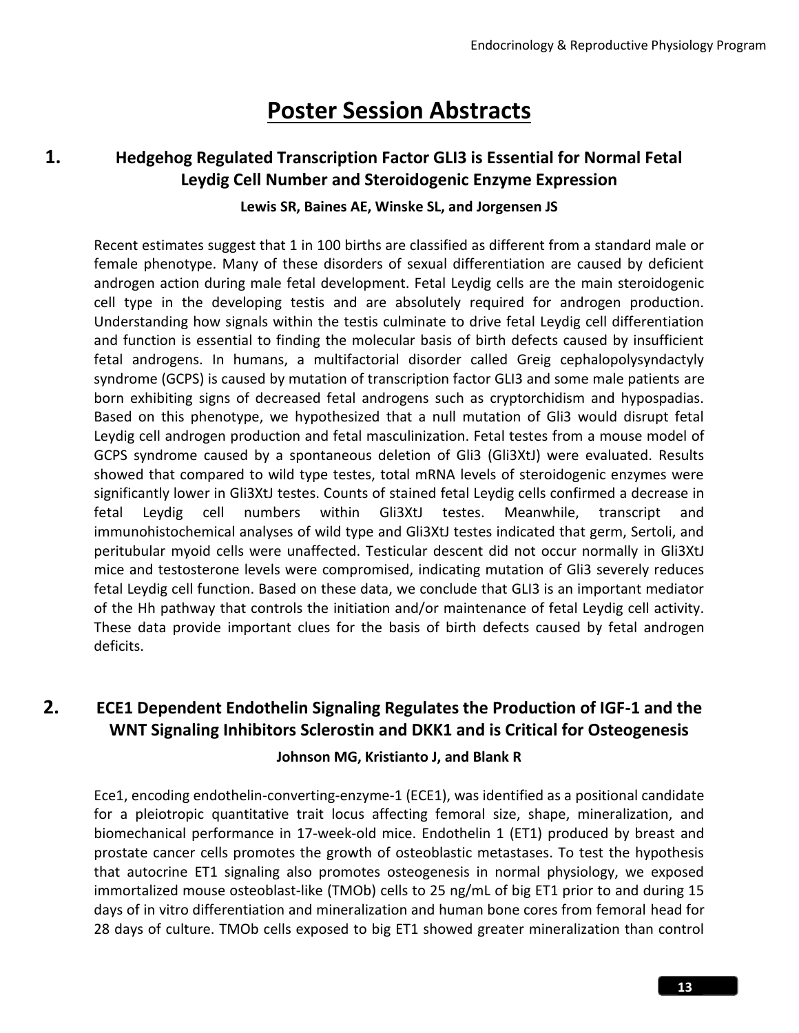# Poster Session Abstracts

## 1. Hedgehog Regulated Transcription Factor GLI3 is Essential for Normal Fetal Leydig Cell Number and Steroidogenic Enzyme Expression

**Lewis SR, Baines AE, Winske SL, and Jorgensen JS**

Recent estimates suggest that 1 in 100 births are classified as different from a standard male or female phenotype. Many of these disorders of sexual differentiation are caused by deficient androgen action during male fetal development. Fetal Leydig cells are the main steroidogenic cell type in the developing testis and are absolutely required for androgen production. Understanding how signals within the testis culminate to drive fetal Leydig cell differentiation and function is essential to finding the molecular basis of birth defects caused by insufficient fetal androgens. In humans, a multifactorial disorder called Greig cephalopolysyndactyly syndrome (GCPS) is caused by mutation of transcription factor GLI3 and some male patients are born exhibiting signs of decreased fetal androgens such as cryptorchidism and hypospadias. Based on this phenotype, we hypothesized that a null mutation of Gli3 would disrupt fetal Leydig cell androgen production and fetal masculinization. Fetal testes from a mouse model of GCPS syndrome caused by a spontaneous deletion of Gli3 (Gli3XtJ) were evaluated. Results showed that compared to wild type testes, total mRNA levels of steroidogenic enzymes were significantly lower in Gli3XtJ testes. Counts of stained fetal Leydig cells confirmed a decrease in fetal Leydig cell numbers within Gli3XtJ testes. Meanwhile, transcript and immunohistochemical analyses of wild type and Gli3XtJ testes indicated that germ, Sertoli, and peritubular myoid cells were unaffected. Testicular descent did not occur normally in Gli3XtJ mice and testosterone levels were compromised, indicating mutation of Gli3 severely reduces fetal Leydig cell function. Based on these data, we conclude that GLI3 is an important mediator of the Hh pathway that controls the initiation and/or maintenance of fetal Leydig cell activity. These data provide important clues for the basis of birth defects caused by fetal androgen deficits.

## 2. ECE1 Dependent Endothelin Signaling Regulates the Production of IGF-1 and the WNT Signaling Inhibitors Sclerostin and DKK1 and is Critical for Osteogenesis

**Johnson MG, Kristianto J, and Blank R**

Ece1, encoding endothelin-converting-enzyme-1 (ECE1), was identified as a positional candidate for a pleiotropic quantitative trait locus affecting femoral size, shape, mineralization, and biomechanical performance in 17-week-old mice. Endothelin 1 (ET1) produced by breast and prostate cancer cells promotes the growth of osteoblastic metastases. To test the hypothesis that autocrine ET1 signaling also promotes osteogenesis in normal physiology, we exposed immortalized mouse osteoblast-like (TMOb) cells to 25 ng/mL of big ET1 prior to and during 15 days of in vitro differentiation and mineralization and human bone cores from femoral head for 28 days of culture. TMOb cells exposed to big ET1 showed greater mineralization than control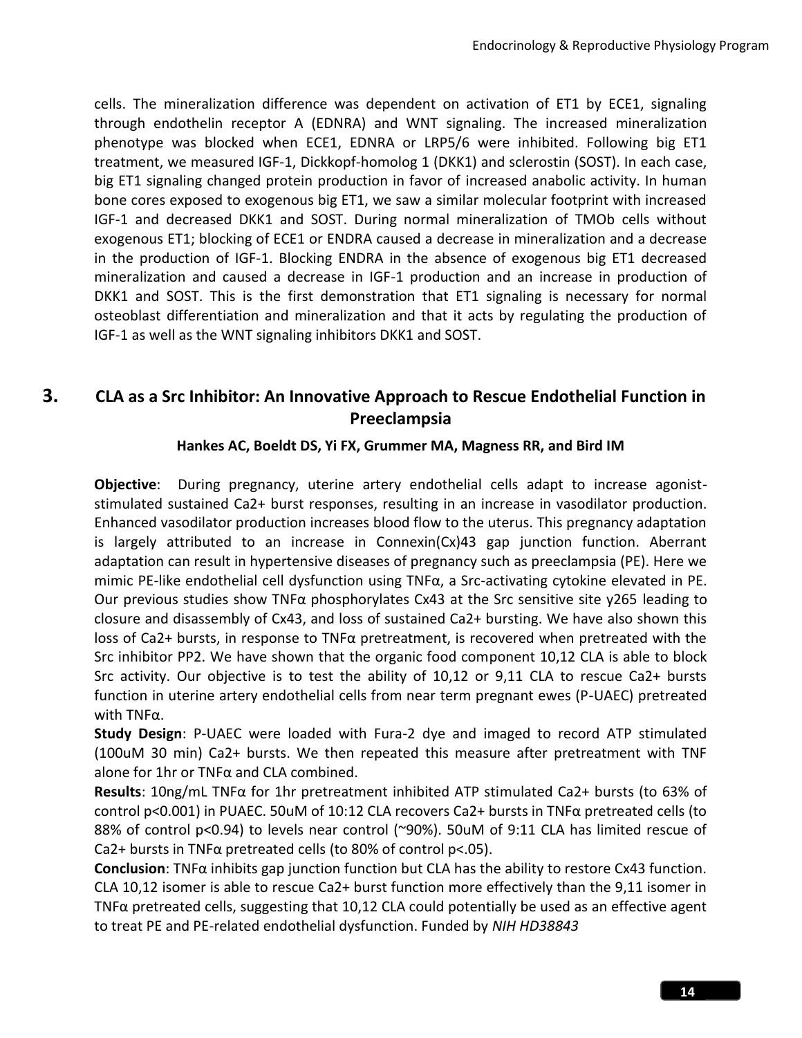cells. The mineralization difference was dependent on activation of ET1 by ECE1, signaling through endothelin receptor A (EDNRA) and WNT signaling. The increased mineralization phenotype was blocked when ECE1, EDNRA or LRP5/6 were inhibited. Following big ET1 treatment, we measured IGF-1, Dickkopf-homolog 1 (DKK1) and sclerostin (SOST). In each case, big ET1 signaling changed protein production in favor of increased anabolic activity. In human bone cores exposed to exogenous big ET1, we saw a similar molecular footprint with increased IGF-1 and decreased DKK1 and SOST. During normal mineralization of TMOb cells without exogenous ET1; blocking of ECE1 or ENDRA caused a decrease in mineralization and a decrease in the production of IGF-1. Blocking ENDRA in the absence of exogenous big ET1 decreased mineralization and caused a decrease in IGF-1 production and an increase in production of DKK1 and SOST. This is the first demonstration that ET1 signaling is necessary for normal osteoblast differentiation and mineralization and that it acts by regulating the production of IGF-1 as well as the WNT signaling inhibitors DKK1 and SOST.

## 3. CLA as a Src Inhibitor: An Innovative Approach to Rescue Endothelial Function in Preeclampsia

**Hankes AC, Boeldt DS, Yi FX, Grummer MA, Magness RR, and Bird IM**

**Objective**: During pregnancy, uterine artery endothelial cells adapt to increase agonist-stimulated sustained Ca2+ burst responses, resulting in an increase in vasodilator production. Enhanced vasodilator production increases blood flow to the uterus. This pregnancy adaptation is largely attributed to an increase in Connexin(Cx)43 gap junction function. Aberrant adaptation can result in hypertensive diseases of pregnancy such as preeclampsia (PE). Here we mimic PE-like endothelial cell dysfunction using TNFα, a Src-activating cytokine elevated in PE. Our previous studies show TNFα phosphorylates Cx43 at the Src sensitive site y265 leading to closure and disassembly of Cx43, and loss of sustained Ca2+ bursting. We have also shown this loss of Ca2+ bursts, in response to TNFα pretreatment, is recovered when pretreated with the Src inhibitor PP2. We have shown that the organic food component 10,12 CLA is able to block Src activity. Our objective is to test the ability of 10,12 or 9,11 CLA to rescue Ca2+ bursts function in uterine artery endothelial cells from near term pregnant ewes (P-UAEC) pretreated with TNFα.

**Study Design**: P-UAEC were loaded with Fura-2 dye and imaged to record ATP stimulated (100uM 30 min) Ca2+ bursts. We then repeated this measure after pretreatment with TNF alone for 1hr or TNFα and CLA combined.

**Results**: 10ng/mL TNFα for 1hr pretreatment inhibited ATP stimulated Ca2+ bursts (to 63% of control $p<0.001$) in PUAEC. 50uM of 10:12 CLA recovers Ca2+ bursts in TNFα pretreated cells (to 88% of control $p<0.94$) to levels near control (~90%). 50uM of 9:11 CLA has limited rescue of Ca2+ bursts in TNFα pretreated cells (to 80% of control $p<.05$).

**Conclusion**: TNFα inhibits gap junction function but CLA has the ability to restore Cx43 function. CLA 10,12 isomer is able to rescue Ca2+ burst function more effectively than the 9,11 isomer in TNFα pretreated cells, suggesting that 10,12 CLA could potentially be used as an effective agent to treat PE and PE-related endothelial dysfunction. Funded by *NIH HD38843*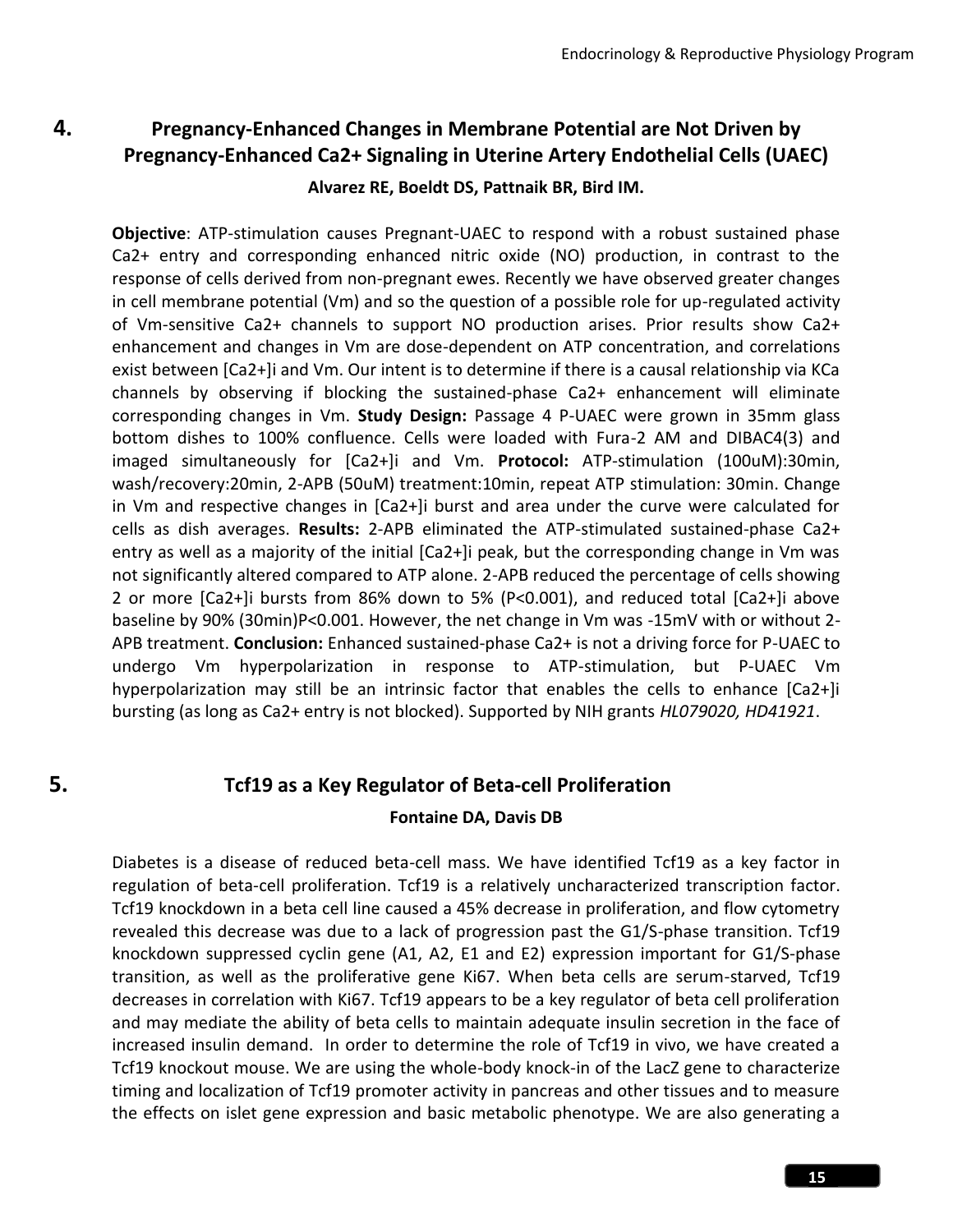## 4. Pregnancy-Enhanced Changes in Membrane Potential are Not Driven by Pregnancy-Enhanced Ca2+ Signaling in Uterine Artery Endothelial Cells (UAEC)

**Alvarez RE, Boeldt DS, Pattnaik BR, Bird IM.**

**Objective**: ATP-stimulation causes Pregnant-UAEC to respond with a robust sustained phase Ca2+ entry and corresponding enhanced nitric oxide (NO) production, in contrast to the response of cells derived from non-pregnant ewes. Recently we have observed greater changes in cell membrane potential (Vm) and so the question of a possible role for up-regulated activity of Vm-sensitive Ca2+ channels to support NO production arises. Prior results show Ca2+ enhancement and changes in Vm are dose-dependent on ATP concentration, and correlations exist between [Ca2+]i and Vm. Our intent is to determine if there is a causal relationship via KCa channels by observing if blocking the sustained-phase Ca2+ enhancement will eliminate corresponding changes in Vm. **Study Design:** Passage 4 P-UAEC were grown in 35mm glass bottom dishes to 100% confluence. Cells were loaded with Fura-2 AM and DIBAC4(3) and imaged simultaneously for [Ca2+]i and Vm. **Protocol:** ATP-stimulation (100uM):30min, wash/recovery:20min, 2-APB (50uM) treatment:10min, repeat ATP stimulation: 30min. Change in Vm and respective changes in [Ca2+]i burst and area under the curve were calculated for cells as dish averages. **Results:** 2-APB eliminated the ATP-stimulated sustained-phase Ca2+ entry as well as a majority of the initial [Ca2+]i peak, but the corresponding change in Vm was not significantly altered compared to ATP alone. 2-APB reduced the percentage of cells showing 2 or more [Ca2+]i bursts from 86% down to 5% (P<0.001), and reduced total [Ca2+]i above baseline by 90% (30min)P<0.001. However, the net change in Vm was -15mV with or without 2-APB treatment. **Conclusion:** Enhanced sustained-phase Ca2+ is not a driving force for P-UAEC to undergo Vm hyperpolarization in response to ATP-stimulation, but P-UAEC Vm hyperpolarization may still be an intrinsic factor that enables the cells to enhance [Ca2+]i bursting (as long as Ca2+ entry is not blocked). Supported by NIH grants *HL079020, HD41921*.

## 5. Tcf19 as a Key Regulator of Beta-cell Proliferation

**Fontaine DA, Davis DB**

Diabetes is a disease of reduced beta-cell mass. We have identified Tcf19 as a key factor in regulation of beta-cell proliferation. Tcf19 is a relatively uncharacterized transcription factor. Tcf19 knockdown in a beta cell line caused a 45% decrease in proliferation, and flow cytometry revealed this decrease was due to a lack of progression past the G1/S-phase transition. Tcf19 knockdown suppressed cyclin gene (A1, A2, E1 and E2) expression important for G1/S-phase transition, as well as the proliferative gene Ki67. When beta cells are serum-starved, Tcf19 decreases in correlation with Ki67. Tcf19 appears to be a key regulator of beta cell proliferation and may mediate the ability of beta cells to maintain adequate insulin secretion in the face of increased insulin demand. In order to determine the role of Tcf19 in vivo, we have created a Tcf19 knockout mouse. We are using the whole-body knock-in of the LacZ gene to characterize timing and localization of Tcf19 promoter activity in pancreas and other tissues and to measure the effects on islet gene expression and basic metabolic phenotype. We are also generating a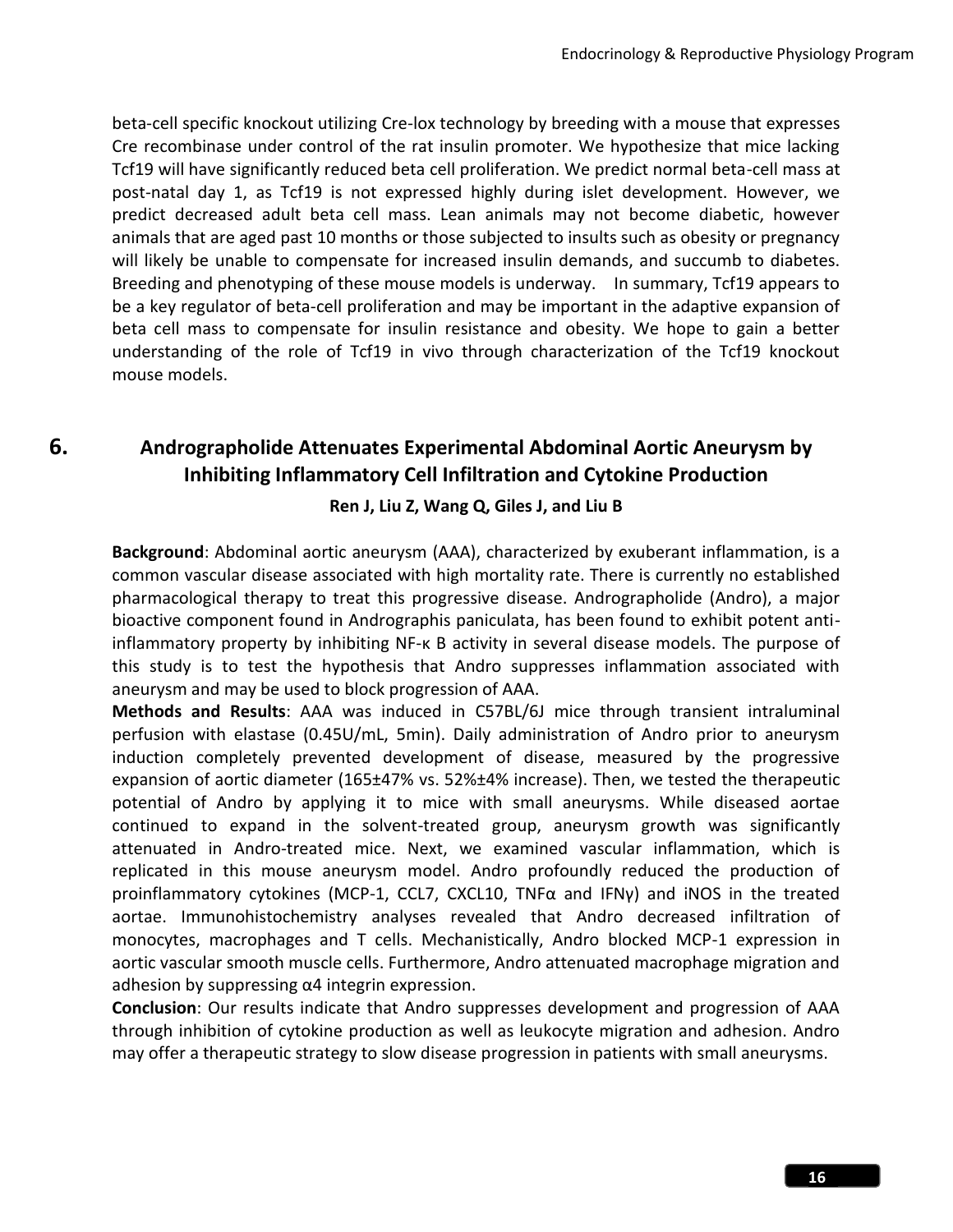beta-cell specific knockout utilizing Cre-lox technology by breeding with a mouse that expresses Cre recombinase under control of the rat insulin promoter. We hypothesize that mice lacking Tcf19 will have significantly reduced beta cell proliferation. We predict normal beta-cell mass at post-natal day 1, as Tcf19 is not expressed highly during islet development. However, we predict decreased adult beta cell mass. Lean animals may not become diabetic, however animals that are aged past 10 months or those subjected to insults such as obesity or pregnancy will likely be unable to compensate for increased insulin demands, and succumb to diabetes. Breeding and phenotyping of these mouse models is underway. In summary, Tcf19 appears to be a key regulator of beta-cell proliferation and may be important in the adaptive expansion of beta cell mass to compensate for insulin resistance and obesity. We hope to gain a better understanding of the role of Tcf19 in vivo through characterization of the Tcf19 knockout mouse models.

## 6. Andrographolide Attenuates Experimental Abdominal Aortic Aneurysm by Inhibiting Inflammatory Cell Infiltration and Cytokine Production

**Ren J, Liu Z, Wang Q, Giles J, and Liu B**

**Background**: Abdominal aortic aneurysm (AAA), characterized by exuberant inflammation, is a common vascular disease associated with high mortality rate. There is currently no established pharmacological therapy to treat this progressive disease. Andrographolide (Andro), a major bioactive component found in Andrographis paniculata, has been found to exhibit potent anti-inflammatory property by inhibiting NF-κ B activity in several disease models. The purpose of this study is to test the hypothesis that Andro suppresses inflammation associated with aneurysm and may be used to block progression of AAA.

**Methods and Results**: AAA was induced in C57BL/6J mice through transient intraluminal perfusion with elastase (0.45U/mL, 5min). Daily administration of Andro prior to aneurysm induction completely prevented development of disease, measured by the progressive expansion of aortic diameter (165±47% vs. 52%±4% increase). Then, we tested the therapeutic potential of Andro by applying it to mice with small aneurysms. While diseased aortae continued to expand in the solvent-treated group, aneurysm growth was significantly attenuated in Andro-treated mice. Next, we examined vascular inflammation, which is replicated in this mouse aneurysm model. Andro profoundly reduced the production of proinflammatory cytokines (MCP-1, CCL7, CXCL10, TNFα and IFNγ) and iNOS in the treated aortae. Immunohistochemistry analyses revealed that Andro decreased infiltration of monocytes, macrophages and T cells. Mechanistically, Andro blocked MCP-1 expression in aortic vascular smooth muscle cells. Furthermore, Andro attenuated macrophage migration and adhesion by suppressing α4 integrin expression.

**Conclusion**: Our results indicate that Andro suppresses development and progression of AAA through inhibition of cytokine production as well as leukocyte migration and adhesion. Andro may offer a therapeutic strategy to slow disease progression in patients with small aneurysms.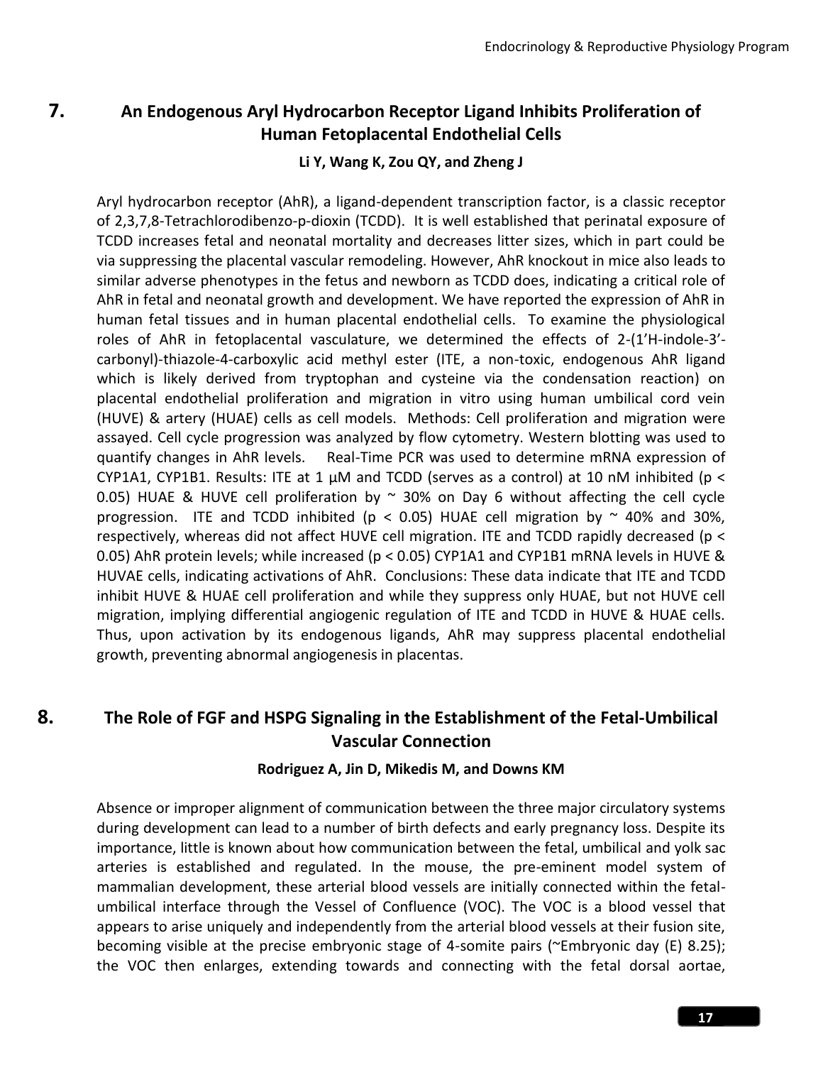## 7. An Endogenous Aryl Hydrocarbon Receptor Ligand Inhibits Proliferation of Human Fetoplacental Endothelial Cells

**Li Y, Wang K, Zou QY, and Zheng J**

Aryl hydrocarbon receptor (AhR), a ligand-dependent transcription factor, is a classic receptor of 2,3,7,8-Tetrachlorodibenzo-p-dioxin (TCDD). It is well established that perinatal exposure of TCDD increases fetal and neonatal mortality and decreases litter sizes, which in part could be via suppressing the placental vascular remodeling. However, AhR knockout in mice also leads to similar adverse phenotypes in the fetus and newborn as TCDD does, indicating a critical role of AhR in fetal and neonatal growth and development. We have reported the expression of AhR in human fetal tissues and in human placental endothelial cells. To examine the physiological roles of AhR in fetoplacental vasculature, we determined the effects of 2-(1'H-indole-3'-carbonyl)-thiazole-4-carboxylic acid methyl ester (ITE, a non-toxic, endogenous AhR ligand which is likely derived from tryptophan and cysteine via the condensation reaction) on placental endothelial proliferation and migration in vitro using human umbilical cord vein (HUVE) & artery (HUAE) cells as cell models. Methods: Cell proliferation and migration were assayed. Cell cycle progression was analyzed by flow cytometry. Western blotting was used to quantify changes in AhR levels. Real-Time PCR was used to determine mRNA expression of CYP1A1, CYP1B1. Results: ITE at 1 µM and TCDD (serves as a control) at 10 nM inhibited ($p < 0.05$) HUAE & HUVE cell proliferation by ~ 30% on Day 6 without affecting the cell cycle progression. ITE and TCDD inhibited ($p < 0.05$) HUAE cell migration by ~ 40% and 30%, respectively, whereas did not affect HUVE cell migration. ITE and TCDD rapidly decreased ($p < 0.05$) AhR protein levels; while increased ($p < 0.05$) CYP1A1 and CYP1B1 mRNA levels in HUVE & HUVAE cells, indicating activations of AhR. Conclusions: These data indicate that ITE and TCDD inhibit HUVE & HUAE cell proliferation and while they suppress only HUAE, but not HUVE cell migration, implying differential angiogenic regulation of ITE and TCDD in HUVE & HUAE cells. Thus, upon activation by its endogenous ligands, AhR may suppress placental endothelial growth, preventing abnormal angiogenesis in placentas.

## 8. The Role of FGF and HSPG Signaling in the Establishment of the Fetal-Umbilical Vascular Connection

**Rodriguez A, Jin D, Mikedis M, and Downs KM**

Absence or improper alignment of communication between the three major circulatory systems during development can lead to a number of birth defects and early pregnancy loss. Despite its importance, little is known about how communication between the fetal, umbilical and yolk sac arteries is established and regulated. In the mouse, the pre-eminent model system of mammalian development, these arterial blood vessels are initially connected within the fetal-umbilical interface through the Vessel of Confluence (VOC). The VOC is a blood vessel that appears to arise uniquely and independently from the arterial blood vessels at their fusion site, becoming visible at the precise embryonic stage of 4-somite pairs (~Embryonic day (E) 8.25); the VOC then enlarges, extending towards and connecting with the fetal dorsal aortae,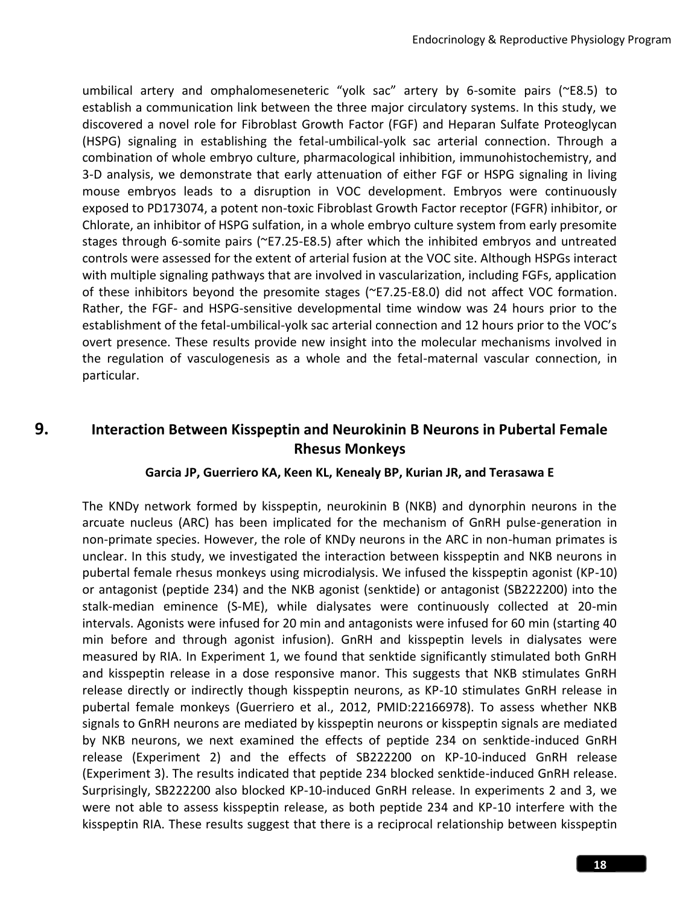umbilical artery and omphalomeseneteric "yolk sac" artery by 6-somite pairs (~E8.5) to establish a communication link between the three major circulatory systems. In this study, we discovered a novel role for Fibroblast Growth Factor (FGF) and Heparan Sulfate Proteoglycan (HSPG) signaling in establishing the fetal-umbilical-yolk sac arterial connection. Through a combination of whole embryo culture, pharmacological inhibition, immunohistochemistry, and 3-D analysis, we demonstrate that early attenuation of either FGF or HSPG signaling in living mouse embryos leads to a disruption in VOC development. Embryos were continuously exposed to PD173074, a potent non-toxic Fibroblast Growth Factor receptor (FGFR) inhibitor, or Chlorate, an inhibitor of HSPG sulfation, in a whole embryo culture system from early presomite stages through 6-somite pairs (~E7.25-E8.5) after which the inhibited embryos and untreated controls were assessed for the extent of arterial fusion at the VOC site. Although HSPGs interact with multiple signaling pathways that are involved in vascularization, including FGFs, application of these inhibitors beyond the presomite stages (~E7.25-E8.0) did not affect VOC formation. Rather, the FGF- and HSPG-sensitive developmental time window was 24 hours prior to the establishment of the fetal-umbilical-yolk sac arterial connection and 12 hours prior to the VOC's overt presence. These results provide new insight into the molecular mechanisms involved in the regulation of vasculogenesis as a whole and the fetal-maternal vascular connection, in particular.

## 9. Interaction Between Kisspeptin and Neurokinin B Neurons in Pubertal Female Rhesus Monkeys

**Garcia JP, Guerriero KA, Keen KL, Kenealy BP, Kurian JR, and Terasawa E**

The KNDy network formed by kisspeptin, neurokinin B (NKB) and dynorphin neurons in the arcuate nucleus (ARC) has been implicated for the mechanism of GnRH pulse-generation in non-primate species. However, the role of KNDy neurons in the ARC in non-human primates is unclear. In this study, we investigated the interaction between kisspeptin and NKB neurons in pubertal female rhesus monkeys using microdialysis. We infused the kisspeptin agonist (KP-10) or antagonist (peptide 234) and the NKB agonist (senktide) or antagonist (SB222200) into the stalk-median eminence (S-ME), while dialysates were continuously collected at 20-min intervals. Agonists were infused for 20 min and antagonists were infused for 60 min (starting 40 min before and through agonist infusion). GnRH and kisspeptin levels in dialysates were measured by RIA. In Experiment 1, we found that senktide significantly stimulated both GnRH and kisspeptin release in a dose responsive manor. This suggests that NKB stimulates GnRH release directly or indirectly though kisspeptin neurons, as KP-10 stimulates GnRH release in pubertal female monkeys (Guerriero et al., 2012, PMID:22166978). To assess whether NKB signals to GnRH neurons are mediated by kisspeptin neurons or kisspeptin signals are mediated by NKB neurons, we next examined the effects of peptide 234 on senktide-induced GnRH release (Experiment 2) and the effects of SB222200 on KP-10-induced GnRH release (Experiment 3). The results indicated that peptide 234 blocked senktide-induced GnRH release. Surprisingly, SB222200 also blocked KP-10-induced GnRH release. In experiments 2 and 3, we were not able to assess kisspeptin release, as both peptide 234 and KP-10 interfere with the kisspeptin RIA. These results suggest that there is a reciprocal relationship between kisspeptin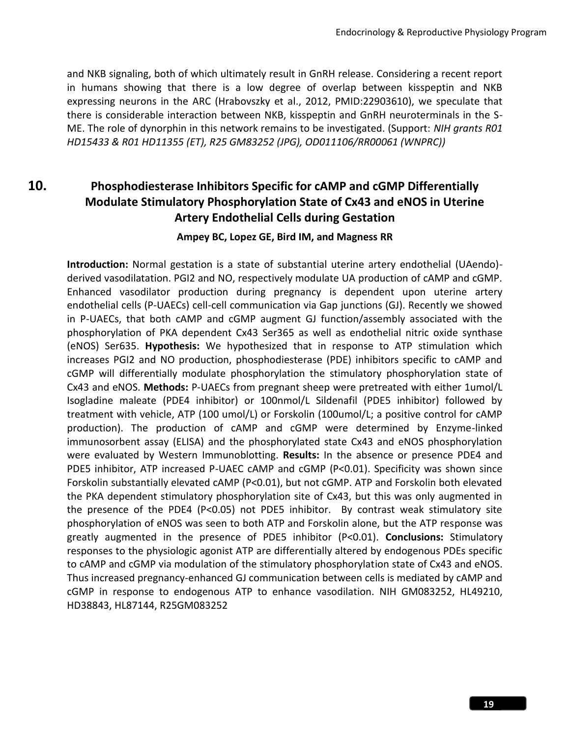and NKB signaling, both of which ultimately result in GnRH release. Considering a recent report in humans showing that there is a low degree of overlap between kisspeptin and NKB expressing neurons in the ARC (Hrabovszky et al., 2012, PMID:22903610), we speculate that there is considerable interaction between NKB, kisspeptin and GnRH neuroterminals in the S-ME. The role of dynorphin in this network remains to be investigated. (Support: *NIH grants R01 HD15433 & R01 HD11355 (ET), R25 GM83252 (JPG), OD011106/RR00061 (WNPRC))*

## 10. Phosphodiesterase Inhibitors Specific for cAMP and cGMP Differentially Modulate Stimulatory Phosphorylation State of Cx43 and eNOS in Uterine Artery Endothelial Cells during Gestation

**Ampey BC, Lopez GE, Bird IM, and Magness RR**

**Introduction:** Normal gestation is a state of substantial uterine artery endothelial (UAendo)-derived vasodilatation. PGI2 and NO, respectively modulate UA production of cAMP and cGMP. Enhanced vasodilator production during pregnancy is dependent upon uterine artery endothelial cells (P-UAECs) cell-cell communication via Gap junctions (GJ). Recently we showed in P-UAECs, that both cAMP and cGMP augment GJ function/assembly associated with the phosphorylation of PKA dependent Cx43 Ser365 as well as endothelial nitric oxide synthase (eNOS) Ser635. **Hypothesis:** We hypothesized that in response to ATP stimulation which increases PGI2 and NO production, phosphodiesterase (PDE) inhibitors specific to cAMP and cGMP will differentially modulate phosphorylation the stimulatory phosphorylation state of Cx43 and eNOS. **Methods:** P-UAECs from pregnant sheep were pretreated with either 1umol/L Isogladine maleate (PDE4 inhibitor) or 100nmol/L Sildenafil (PDE5 inhibitor) followed by treatment with vehicle, ATP (100 umol/L) or Forskolin (100umol/L; a positive control for cAMP production). The production of cAMP and cGMP were determined by Enzyme-linked immunosorbent assay (ELISA) and the phosphorylated state Cx43 and eNOS phosphorylation were evaluated by Western Immunoblotting. **Results:** In the absence or presence PDE4 and PDE5 inhibitor, ATP increased P-UAEC cAMP and cGMP ($P<0.01$). Specificity was shown since Forskolin substantially elevated cAMP ($P<0.01$), but not cGMP. ATP and Forskolin both elevated the PKA dependent stimulatory phosphorylation site of Cx43, but this was only augmented in the presence of the PDE4 ($P<0.05$) not PDE5 inhibitor. By contrast weak stimulatory site phosphorylation of eNOS was seen to both ATP and Forskolin alone, but the ATP response was greatly augmented in the presence of PDE5 inhibitor ($P<0.01$). **Conclusions:** Stimulatory responses to the physiologic agonist ATP are differentially altered by endogenous PDEs specific to cAMP and cGMP via modulation of the stimulatory phosphorylation state of Cx43 and eNOS. Thus increased pregnancy-enhanced GJ communication between cells is mediated by cAMP and cGMP in response to endogenous ATP to enhance vasodilation. NIH GM083252, HL49210, HD38843, HL87144, R25GM083252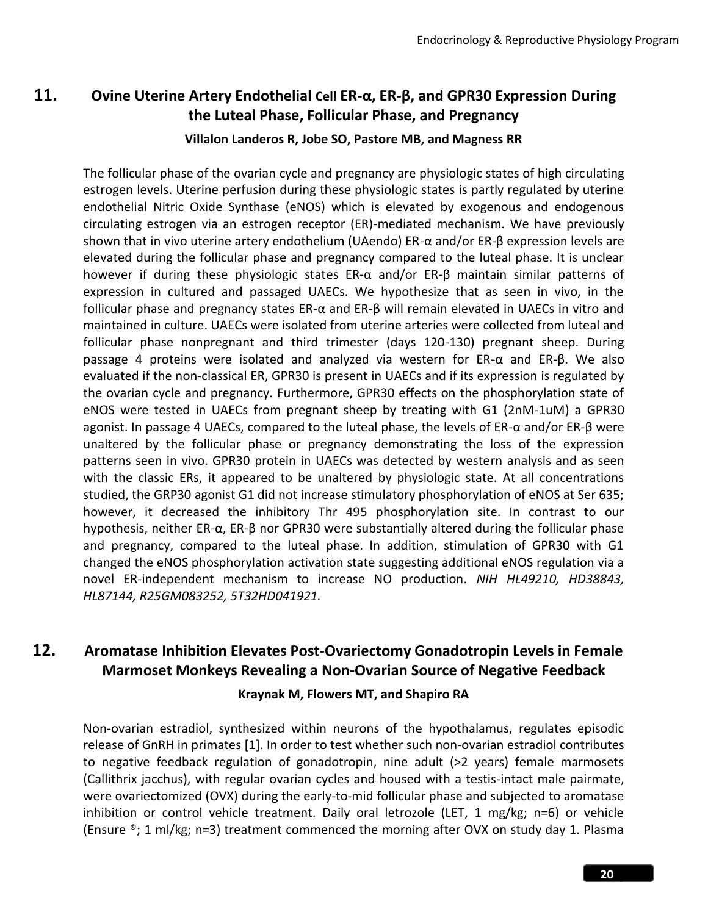## 11. Ovine Uterine Artery Endothelial Cell ER-α, ER-β, and GPR30 Expression During the Luteal Phase, Follicular Phase, and Pregnancy

**Villalon Landeros R, Jobe SO, Pastore MB, and Magness RR**

The follicular phase of the ovarian cycle and pregnancy are physiologic states of high circulating estrogen levels. Uterine perfusion during these physiologic states is partly regulated by uterine endothelial Nitric Oxide Synthase (eNOS) which is elevated by exogenous and endogenous circulating estrogen via an estrogen receptor (ER)-mediated mechanism. We have previously shown that in vivo uterine artery endothelium (UAendo) ER-α and/or ER-β expression levels are elevated during the follicular phase and pregnancy compared to the luteal phase. It is unclear however if during these physiologic states ER-α and/or ER-β maintain similar patterns of expression in cultured and passaged UAECs. We hypothesize that as seen in vivo, in the follicular phase and pregnancy states ER-α and ER-β will remain elevated in UAECs in vitro and maintained in culture. UAECs were isolated from uterine arteries were collected from luteal and follicular phase nonpregnant and third trimester (days 120-130) pregnant sheep. During passage 4 proteins were isolated and analyzed via western for ER-α and ER-β. We also evaluated if the non-classical ER, GPR30 is present in UAECs and if its expression is regulated by the ovarian cycle and pregnancy. Furthermore, GPR30 effects on the phosphorylation state of eNOS were tested in UAECs from pregnant sheep by treating with G1 (2nM-1uM) a GPR30 agonist. In passage 4 UAECs, compared to the luteal phase, the levels of ER-α and/or ER-β were unaltered by the follicular phase or pregnancy demonstrating the loss of the expression patterns seen in vivo. GPR30 protein in UAECs was detected by western analysis and as seen with the classic ERs, it appeared to be unaltered by physiologic state. At all concentrations studied, the GRP30 agonist G1 did not increase stimulatory phosphorylation of eNOS at Ser 635; however, it decreased the inhibitory Thr 495 phosphorylation site. In contrast to our hypothesis, neither ER-α, ER-β nor GPR30 were substantially altered during the follicular phase and pregnancy, compared to the luteal phase. In addition, stimulation of GPR30 with G1 changed the eNOS phosphorylation activation state suggesting additional eNOS regulation via a novel ER-independent mechanism to increase NO production. *NIH HL49210, HD38843, HL87144, R25GM083252, 5T32HD041921.*

## 12. Aromatase Inhibition Elevates Post-Ovariectomy Gonadotropin Levels in Female Marmoset Monkeys Revealing a Non-Ovarian Source of Negative Feedback

**Kraynak M, Flowers MT, and Shapiro RA**

Non-ovarian estradiol, synthesized within neurons of the hypothalamus, regulates episodic release of GnRH in primates [1]. In order to test whether such non-ovarian estradiol contributes to negative feedback regulation of gonadotropin, nine adult (>2 years) female marmosets (Callithrix jacchus), with regular ovarian cycles and housed with a testis-intact male pairmate, were ovariectomized (OVX) during the early-to-mid follicular phase and subjected to aromatase inhibition or control vehicle treatment. Daily oral letrozole (LET, 1 mg/kg; n=6) or vehicle (Ensure ®; 1 ml/kg; n=3) treatment commenced the morning after OVX on study day 1. Plasma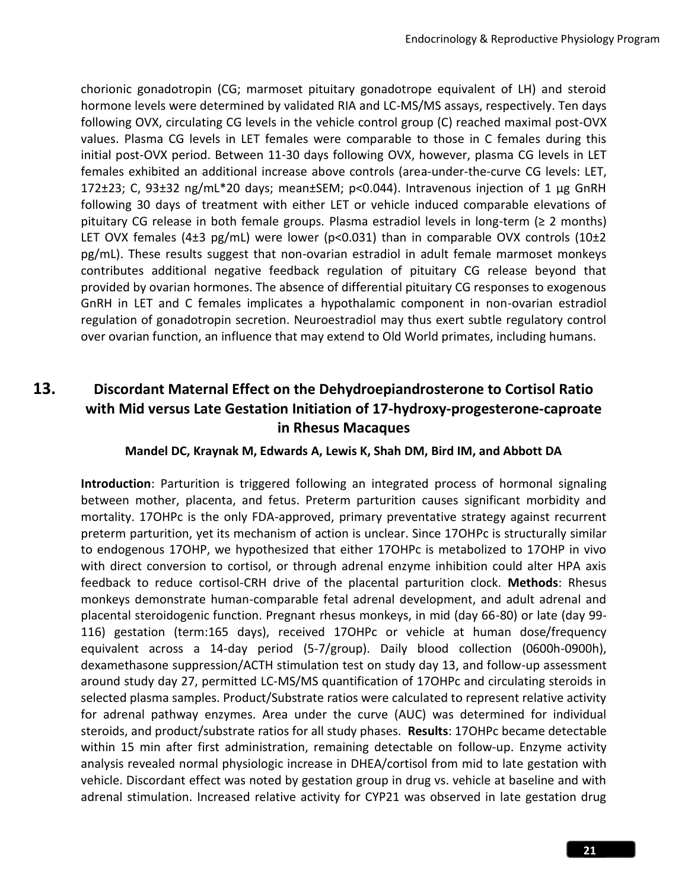chorionic gonadotropin (CG; marmoset pituitary gonadotrope equivalent of LH) and steroid hormone levels were determined by validated RIA and LC-MS/MS assays, respectively. Ten days following OVX, circulating CG levels in the vehicle control group (C) reached maximal post-OVX values. Plasma CG levels in LET females were comparable to those in C females during this initial post-OVX period. Between 11-30 days following OVX, however, plasma CG levels in LET females exhibited an additional increase above controls (area-under-the-curve CG levels: LET, 172±23; C, 93±32 ng/mL*20 days; mean±SEM; p<0.044). Intravenous injection of 1 µg GnRH following 30 days of treatment with either LET or vehicle induced comparable elevations of pituitary CG release in both female groups. Plasma estradiol levels in long-term (≥ 2 months) LET OVX females (4±3 pg/mL) were lower (p<0.031) than in comparable OVX controls (10±2 pg/mL). These results suggest that non-ovarian estradiol in adult female marmoset monkeys contributes additional negative feedback regulation of pituitary CG release beyond that provided by ovarian hormones. The absence of differential pituitary CG responses to exogenous GnRH in LET and C females implicates a hypothalamic component in non-ovarian estradiol regulation of gonadotropin secretion. Neuroestradiol may thus exert subtle regulatory control over ovarian function, an influence that may extend to Old World primates, including humans.

## 13. Discordant Maternal Effect on the Dehydroepiandrosterone to Cortisol Ratio with Mid versus Late Gestation Initiation of 17-hydroxy-progesterone-caproate in Rhesus Macaques

**Mandel DC, Kraynak M, Edwards A, Lewis K, Shah DM, Bird IM, and Abbott DA**

**Introduction**: Parturition is triggered following an integrated process of hormonal signaling between mother, placenta, and fetus. Preterm parturition causes significant morbidity and mortality. 17OHPc is the only FDA-approved, primary preventative strategy against recurrent preterm parturition, yet its mechanism of action is unclear. Since 17OHPc is structurally similar to endogenous 17OHP, we hypothesized that either 17OHPc is metabolized to 17OHP in vivo with direct conversion to cortisol, or through adrenal enzyme inhibition could alter HPA axis feedback to reduce cortisol-CRH drive of the placental parturition clock. **Methods**: Rhesus monkeys demonstrate human-comparable fetal adrenal development, and adult adrenal and placental steroidogenic function. Pregnant rhesus monkeys, in mid (day 66-80) or late (day 99-116) gestation (term:165 days), received 17OHPc or vehicle at human dose/frequency equivalent across a 14-day period (5-7/group). Daily blood collection (0600h-0900h), dexamethasone suppression/ACTH stimulation test on study day 13, and follow-up assessment around study day 27, permitted LC-MS/MS quantification of 17OHPc and circulating steroids in selected plasma samples. Product/Substrate ratios were calculated to represent relative activity for adrenal pathway enzymes. Area under the curve (AUC) was determined for individual steroids, and product/substrate ratios for all study phases. **Results**: 17OHPc became detectable within 15 min after first administration, remaining detectable on follow-up. Enzyme activity analysis revealed normal physiologic increase in DHEA/cortisol from mid to late gestation with vehicle. Discordant effect was noted by gestation group in drug vs. vehicle at baseline and with adrenal stimulation. Increased relative activity for CYP21 was observed in late gestation drug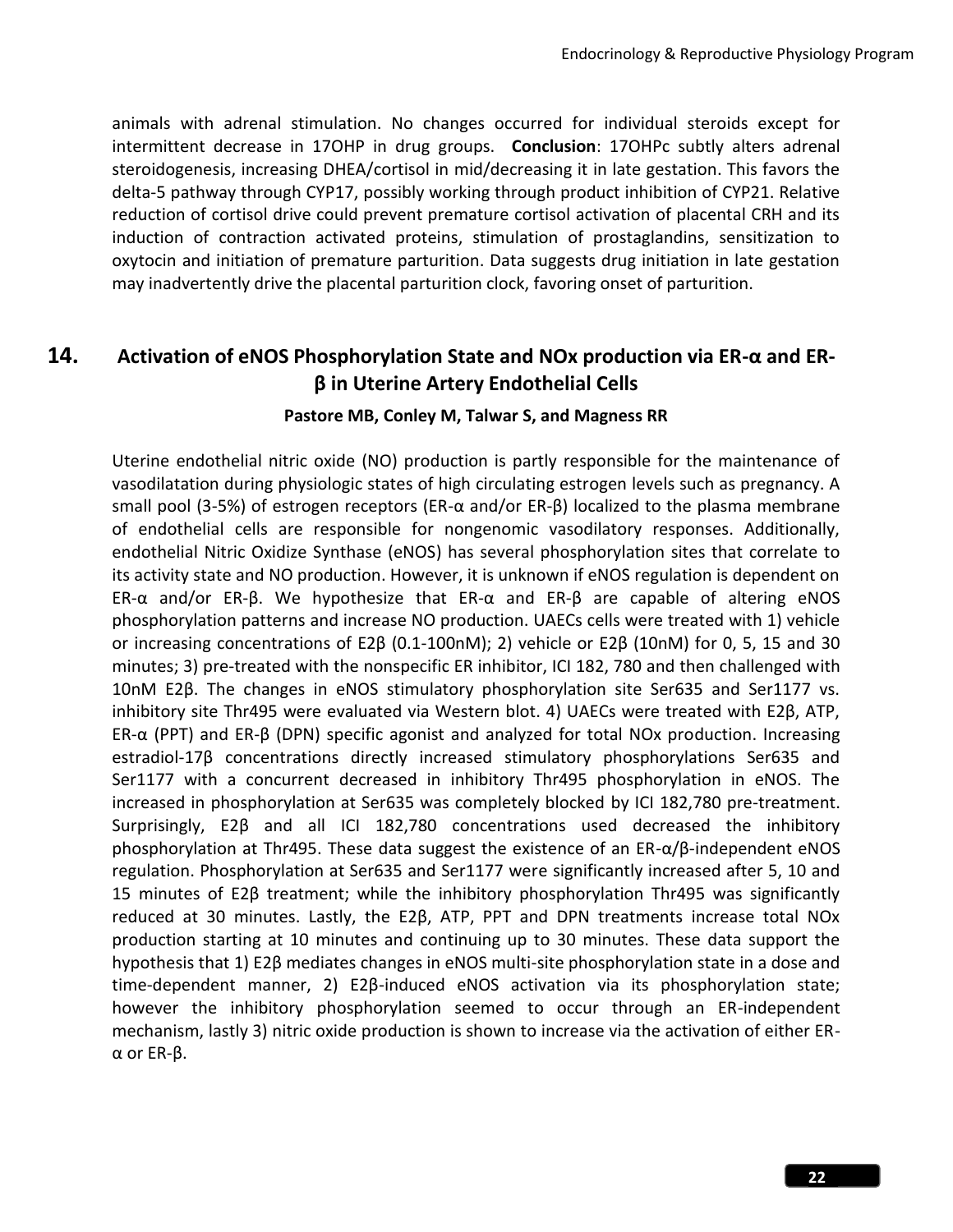animals with adrenal stimulation. No changes occurred for individual steroids except for intermittent decrease in 17OHP in drug groups. **Conclusion**: 17OHPc subtly alters adrenal steroidogenesis, increasing DHEA/cortisol in mid/decreasing it in late gestation. This favors the delta-5 pathway through CYP17, possibly working through product inhibition of CYP21. Relative reduction of cortisol drive could prevent premature cortisol activation of placental CRH and its induction of contraction activated proteins, stimulation of prostaglandins, sensitization to oxytocin and initiation of premature parturition. Data suggests drug initiation in late gestation may inadvertently drive the placental parturition clock, favoring onset of parturition.

## 14. Activation of eNOS Phosphorylation State and NOx production via ER-α and ER-β in Uterine Artery Endothelial Cells

**Pastore MB, Conley M, Talwar S, and Magness RR**

Uterine endothelial nitric oxide (NO) production is partly responsible for the maintenance of vasodilatation during physiologic states of high circulating estrogen levels such as pregnancy. A small pool (3-5%) of estrogen receptors (ER-α and/or ER-β) localized to the plasma membrane of endothelial cells are responsible for nongenomic vasodilatory responses. Additionally, endothelial Nitric Oxidize Synthase (eNOS) has several phosphorylation sites that correlate to its activity state and NO production. However, it is unknown if eNOS regulation is dependent on ER-α and/or ER-β. We hypothesize that ER-α and ER-β are capable of altering eNOS phosphorylation patterns and increase NO production. UAECs cells were treated with 1) vehicle or increasing concentrations of E2β (0.1-100nM); 2) vehicle or E2β (10nM) for 0, 5, 15 and 30 minutes; 3) pre-treated with the nonspecific ER inhibitor, ICI 182, 780 and then challenged with 10nM E2β. The changes in eNOS stimulatory phosphorylation site Ser635 and Ser1177 vs. inhibitory site Thr495 were evaluated via Western blot. 4) UAECs were treated with E2β, ATP, ER-α (PPT) and ER-β (DPN) specific agonist and analyzed for total NOx production. Increasing estradiol-17β concentrations directly increased stimulatory phosphorylations Ser635 and Ser1177 with a concurrent decreased in inhibitory Thr495 phosphorylation in eNOS. The increased in phosphorylation at Ser635 was completely blocked by ICI 182,780 pre-treatment. Surprisingly, E2β and all ICI 182,780 concentrations used decreased the inhibitory phosphorylation at Thr495. These data suggest the existence of an ER-α/β-independent eNOS regulation. Phosphorylation at Ser635 and Ser1177 were significantly increased after 5, 10 and 15 minutes of E2β treatment; while the inhibitory phosphorylation Thr495 was significantly reduced at 30 minutes. Lastly, the E2β, ATP, PPT and DPN treatments increase total NOx production starting at 10 minutes and continuing up to 30 minutes. These data support the hypothesis that 1) E2β mediates changes in eNOS multi-site phosphorylation state in a dose and time-dependent manner, 2) E2β-induced eNOS activation via its phosphorylation state; however the inhibitory phosphorylation seemed to occur through an ER-independent mechanism, lastly 3) nitric oxide production is shown to increase via the activation of either ER-α or ER-β.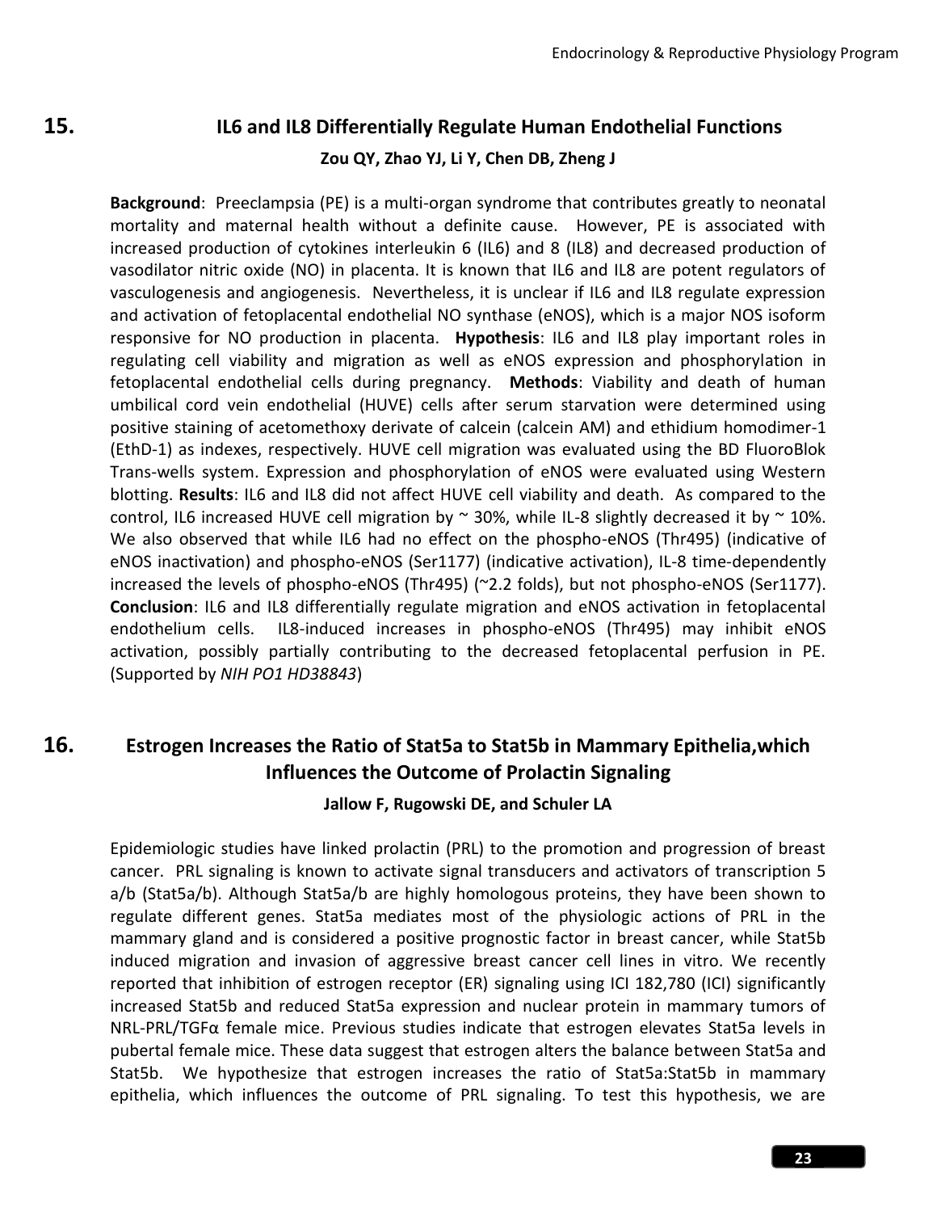## 15. IL6 and IL8 Differentially Regulate Human Endothelial Functions

**Zou QY, Zhao YJ, Li Y, Chen DB, Zheng J**

**Background**: Preeclampsia (PE) is a multi-organ syndrome that contributes greatly to neonatal mortality and maternal health without a definite cause. However, PE is associated with increased production of cytokines interleukin 6 (IL6) and 8 (IL8) and decreased production of vasodilator nitric oxide (NO) in placenta. It is known that IL6 and IL8 are potent regulators of vasculogenesis and angiogenesis. Nevertheless, it is unclear if IL6 and IL8 regulate expression and activation of fetoplacental endothelial NO synthase (eNOS), which is a major NOS isoform responsive for NO production in placenta. **Hypothesis**: IL6 and IL8 play important roles in regulating cell viability and migration as well as eNOS expression and phosphorylation in fetoplacental endothelial cells during pregnancy. **Methods**: Viability and death of human umbilical cord vein endothelial (HUVE) cells after serum starvation were determined using positive staining of acetomethoxy derivate of calcein (calcein AM) and ethidium homodimer-1 (EthD-1) as indexes, respectively. HUVE cell migration was evaluated using the BD FluoroBlok Trans-wells system. Expression and phosphorylation of eNOS were evaluated using Western blotting. **Results**: IL6 and IL8 did not affect HUVE cell viability and death. As compared to the control, IL6 increased HUVE cell migration by ~ 30%, while IL-8 slightly decreased it by ~ 10%. We also observed that while IL6 had no effect on the phospho-eNOS (Thr495) (indicative of eNOS inactivation) and phospho-eNOS (Ser1177) (indicative activation), IL-8 time-dependently increased the levels of phospho-eNOS (Thr495) (~2.2 folds), but not phospho-eNOS (Ser1177). **Conclusion**: IL6 and IL8 differentially regulate migration and eNOS activation in fetoplacental endothelium cells. IL8-induced increases in phospho-eNOS (Thr495) may inhibit eNOS activation, possibly partially contributing to the decreased fetoplacental perfusion in PE. (Supported by *NIH PO1 HD38843*)

## 16. Estrogen Increases the Ratio of Stat5a to Stat5b in Mammary Epithelia,which Influences the Outcome of Prolactin Signaling

**Jallow F, Rugowski DE, and Schuler LA**

Epidemiologic studies have linked prolactin (PRL) to the promotion and progression of breast cancer. PRL signaling is known to activate signal transducers and activators of transcription 5 a/b (Stat5a/b). Although Stat5a/b are highly homologous proteins, they have been shown to regulate different genes. Stat5a mediates most of the physiologic actions of PRL in the mammary gland and is considered a positive prognostic factor in breast cancer, while Stat5b induced migration and invasion of aggressive breast cancer cell lines in vitro. We recently reported that inhibition of estrogen receptor (ER) signaling using ICI 182,780 (ICI) significantly increased Stat5b and reduced Stat5a expression and nuclear protein in mammary tumors of NRL-PRL/TGFα female mice. Previous studies indicate that estrogen elevates Stat5a levels in pubertal female mice. These data suggest that estrogen alters the balance between Stat5a and Stat5b. We hypothesize that estrogen increases the ratio of Stat5a:Stat5b in mammary epithelia, which influences the outcome of PRL signaling. To test this hypothesis, we are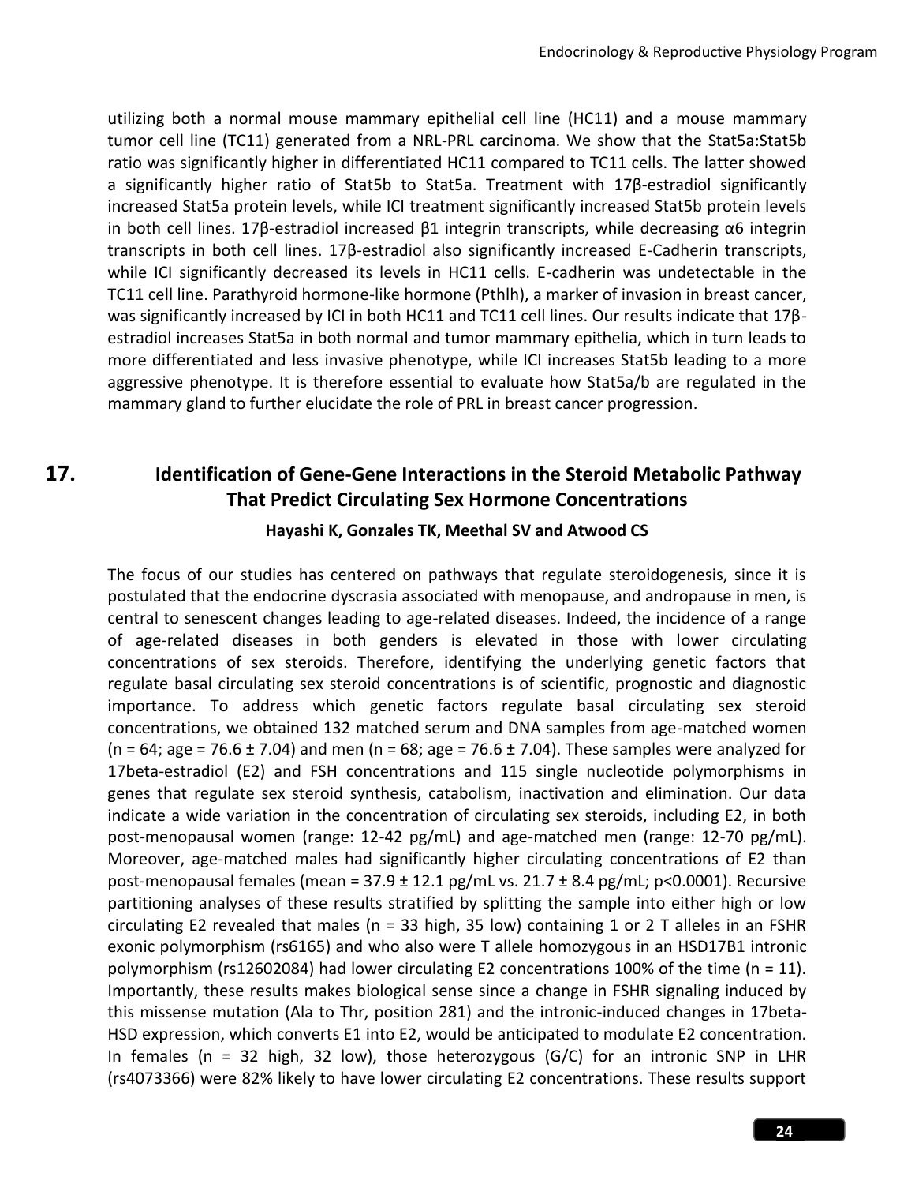utilizing both a normal mouse mammary epithelial cell line (HC11) and a mouse mammary tumor cell line (TC11) generated from a NRL-PRL carcinoma. We show that the Stat5a:Stat5b ratio was significantly higher in differentiated HC11 compared to TC11 cells. The latter showed a significantly higher ratio of Stat5b to Stat5a. Treatment with 17β-estradiol significantly increased Stat5a protein levels, while ICI treatment significantly increased Stat5b protein levels in both cell lines. 17β-estradiol increased β1 integrin transcripts, while decreasing α6 integrin transcripts in both cell lines. 17β-estradiol also significantly increased E-Cadherin transcripts, while ICI significantly decreased its levels in HC11 cells. E-cadherin was undetectable in the TC11 cell line. Parathyroid hormone-like hormone (Pthlh), a marker of invasion in breast cancer, was significantly increased by ICI in both HC11 and TC11 cell lines. Our results indicate that 17β-estradiol increases Stat5a in both normal and tumor mammary epithelia, which in turn leads to more differentiated and less invasive phenotype, while ICI increases Stat5b leading to a more aggressive phenotype. It is therefore essential to evaluate how Stat5a/b are regulated in the mammary gland to further elucidate the role of PRL in breast cancer progression.

## 17. Identification of Gene-Gene Interactions in the Steroid Metabolic Pathway That Predict Circulating Sex Hormone Concentrations

**Hayashi K, Gonzales TK, Meethal SV and Atwood CS**

The focus of our studies has centered on pathways that regulate steroidogenesis, since it is postulated that the endocrine dyscrasia associated with menopause, and andropause in men, is central to senescent changes leading to age-related diseases. Indeed, the incidence of a range of age-related diseases in both genders is elevated in those with lower circulating concentrations of sex steroids. Therefore, identifying the underlying genetic factors that regulate basal circulating sex steroid concentrations is of scientific, prognostic and diagnostic importance. To address which genetic factors regulate basal circulating sex steroid concentrations, we obtained 132 matched serum and DNA samples from age-matched women ($n = 64$; age = $76.6 \pm 7.04$) and men ($n = 68$; age = $76.6 \pm 7.04$). These samples were analyzed for 17beta-estradiol (E2) and FSH concentrations and 115 single nucleotide polymorphisms in genes that regulate sex steroid synthesis, catabolism, inactivation and elimination. Our data indicate a wide variation in the concentration of circulating sex steroids, including E2, in both post-menopausal women (range: 12-42 pg/mL) and age-matched men (range: 12-70 pg/mL). Moreover, age-matched males had significantly higher circulating concentrations of E2 than post-menopausal females (mean = $37.9 \pm 12.1$ pg/mL vs. $21.7 \pm 8.4$ pg/mL; $p<0.0001$). Recursive partitioning analyses of these results stratified by splitting the sample into either high or low circulating E2 revealed that males ($n = 33$ high, 35 low) containing 1 or 2 T alleles in an FSHR exonic polymorphism (rs6165) and who also were T allele homozygous in an HSD17B1 intronic polymorphism (rs12602084) had lower circulating E2 concentrations 100% of the time ($n = 11$). Importantly, these results makes biological sense since a change in FSHR signaling induced by this missense mutation (Ala to Thr, position 281) and the intronic-induced changes in 17beta-HSD expression, which converts E1 into E2, would be anticipated to modulate E2 concentration. In females ($n = 32$ high, 32 low), those heterozygous (G/C) for an intronic SNP in LHR (rs4073366) were 82% likely to have lower circulating E2 concentrations. These results support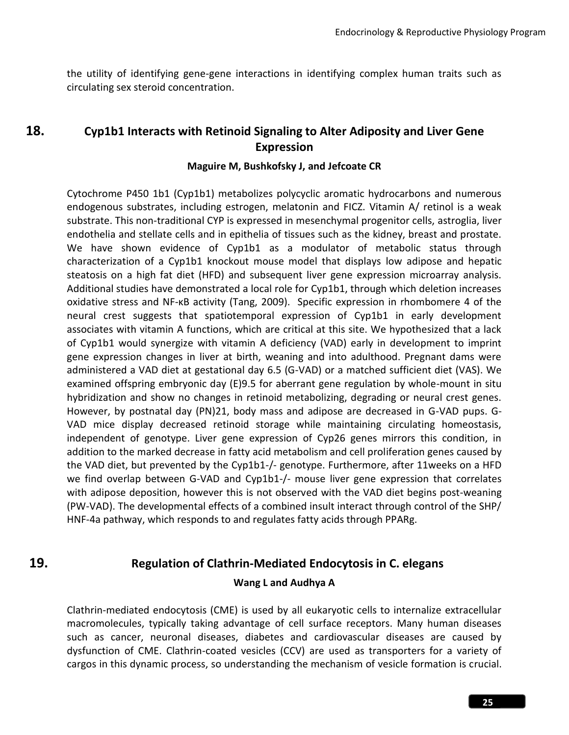the utility of identifying gene-gene interactions in identifying complex human traits such as circulating sex steroid concentration.

## 18. Cyp1b1 Interacts with Retinoid Signaling to Alter Adiposity and Liver Gene Expression

**Maguire M, Bushkofsky J, and Jefcoate CR**

Cytochrome P450 1b1 (Cyp1b1) metabolizes polycyclic aromatic hydrocarbons and numerous endogenous substrates, including estrogen, melatonin and FICZ. Vitamin A/ retinol is a weak substrate. This non-traditional CYP is expressed in mesenchymal progenitor cells, astroglia, liver endothelia and stellate cells and in epithelia of tissues such as the kidney, breast and prostate. We have shown evidence of Cyp1b1 as a modulator of metabolic status through characterization of a Cyp1b1 knockout mouse model that displays low adipose and hepatic steatosis on a high fat diet (HFD) and subsequent liver gene expression microarray analysis. Additional studies have demonstrated a local role for Cyp1b1, through which deletion increases oxidative stress and NF-κB activity (Tang, 2009). Specific expression in rhombomere 4 of the neural crest suggests that spatiotemporal expression of Cyp1b1 in early development associates with vitamin A functions, which are critical at this site. We hypothesized that a lack of Cyp1b1 would synergize with vitamin A deficiency (VAD) early in development to imprint gene expression changes in liver at birth, weaning and into adulthood. Pregnant dams were administered a VAD diet at gestational day 6.5 (G-VAD) or a matched sufficient diet (VAS). We examined offspring embryonic day (E)9.5 for aberrant gene regulation by whole-mount in situ hybridization and show no changes in retinoid metabolizing, degrading or neural crest genes. However, by postnatal day (PN)21, body mass and adipose are decreased in G-VAD pups. G-VAD mice display decreased retinoid storage while maintaining circulating homeostasis, independent of genotype. Liver gene expression of Cyp26 genes mirrors this condition, in addition to the marked decrease in fatty acid metabolism and cell proliferation genes caused by the VAD diet, but prevented by the Cyp1b1-/- genotype. Furthermore, after 11weeks on a HFD we find overlap between G-VAD and Cyp1b1-/- mouse liver gene expression that correlates with adipose deposition, however this is not observed with the VAD diet begins post-weaning (PW-VAD). The developmental effects of a combined insult interact through control of the SHP/ HNF-4a pathway, which responds to and regulates fatty acids through PPARg.

## 19. Regulation of Clathrin-Mediated Endocytosis in C. elegans

**Wang L and Audhya A**

Clathrin-mediated endocytosis (CME) is used by all eukaryotic cells to internalize extracellular macromolecules, typically taking advantage of cell surface receptors. Many human diseases such as cancer, neuronal diseases, diabetes and cardiovascular diseases are caused by dysfunction of CME. Clathrin-coated vesicles (CCV) are used as transporters for a variety of cargos in this dynamic process, so understanding the mechanism of vesicle formation is crucial.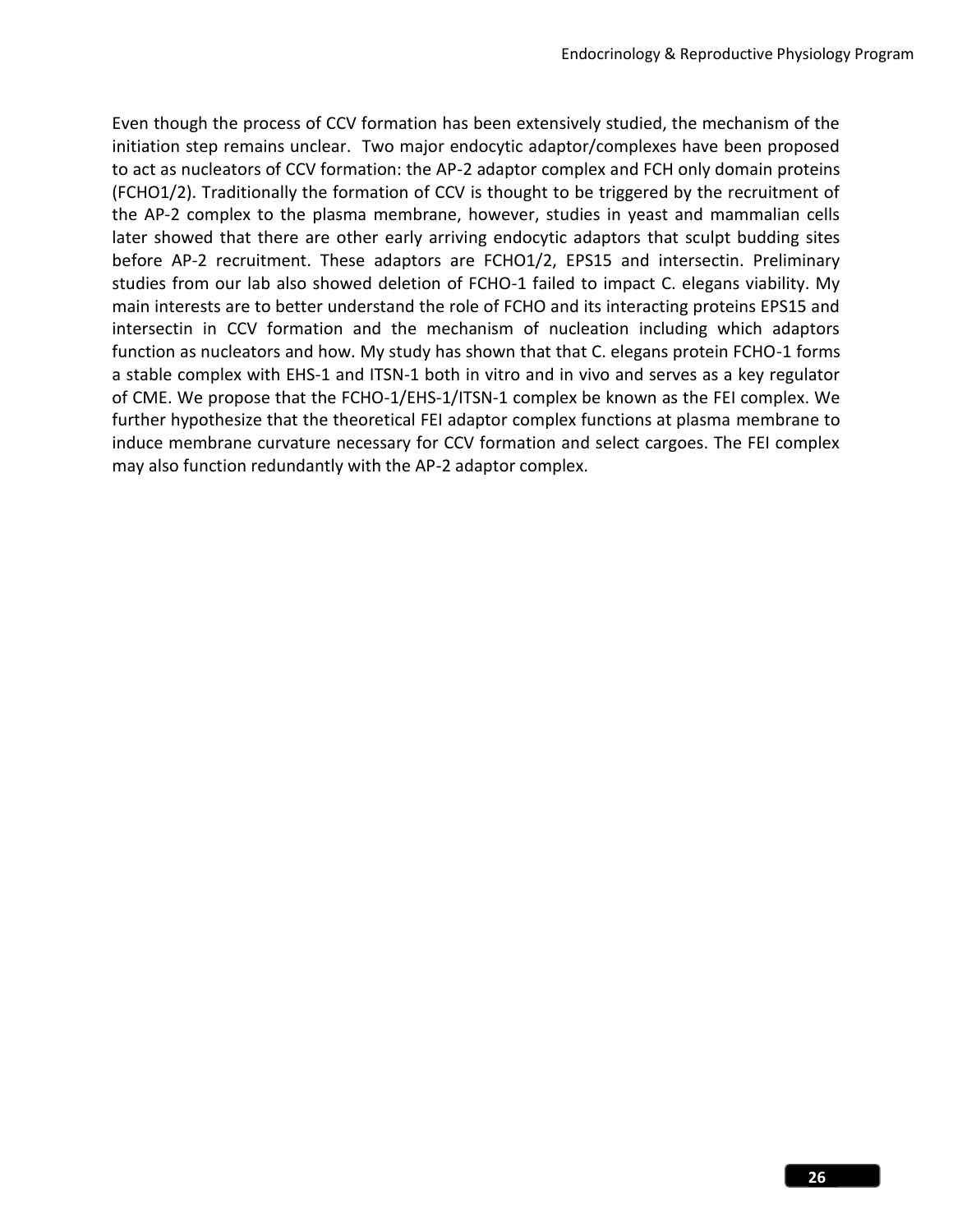Even though the process of CCV formation has been extensively studied, the mechanism of the initiation step remains unclear. Two major endocytic adaptor/complexes have been proposed to act as nucleators of CCV formation: the AP-2 adaptor complex and FCH only domain proteins (FCHO1/2). Traditionally the formation of CCV is thought to be triggered by the recruitment of the AP-2 complex to the plasma membrane, however, studies in yeast and mammalian cells later showed that there are other early arriving endocytic adaptors that sculpt budding sites before AP-2 recruitment. These adaptors are FCHO1/2, EPS15 and intersectin. Preliminary studies from our lab also showed deletion of FCHO-1 failed to impact C. elegans viability. My main interests are to better understand the role of FCHO and its interacting proteins EPS15 and intersectin in CCV formation and the mechanism of nucleation including which adaptors function as nucleators and how. My study has shown that that C. elegans protein FCHO-1 forms a stable complex with EHS-1 and ITSN-1 both in vitro and in vivo and serves as a key regulator of CME. We propose that the FCHO-1/EHS-1/ITSN-1 complex be known as the FEI complex. We further hypothesize that the theoretical FEI adaptor complex functions at plasma membrane to induce membrane curvature necessary for CCV formation and select cargoes. The FEI complex may also function redundantly with the AP-2 adaptor complex.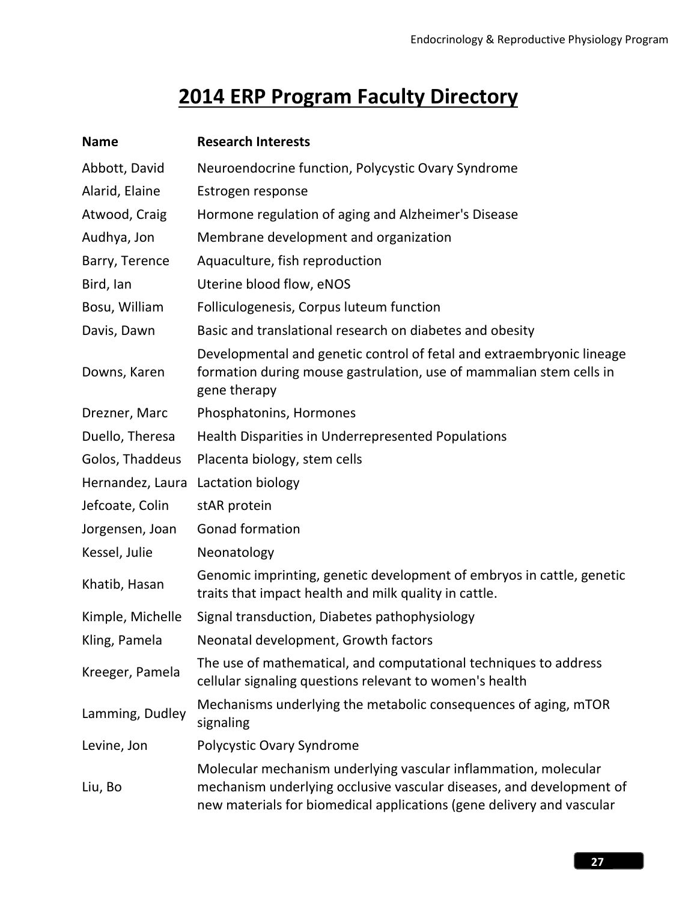# 2014 ERP Program Faculty Directory

| Name | Research Interests |
|---|---|
| Abbott, David | Neuroendocrine function, Polycystic Ovary Syndrome |
| Alarid, Elaine | Estrogen response |
| Atwood, Craig | Hormone regulation of aging and Alzheimer's Disease |
| Audhya, Jon | Membrane development and organization |
| Barry, Terence | Aquaculture, fish reproduction |
| Bird, Ian | Uterine blood flow, eNOS |
| Bosu, William | Folliculogenesis, Corpus luteum function |
| Davis, Dawn | Basic and translational research on diabetes and obesity |
| Downs, Karen | Developmental and genetic control of fetal and extraembryonic lineage formation during mouse gastrulation, use of mammalian stem cells in gene therapy |
| Drezner, Marc | Phosphatonins, Hormones |
| Duello, Theresa | Health Disparities in Underrepresented Populations |
| Golos, Thaddeus | Placenta biology, stem cells |
| Hernandez, Laura | Lactation biology |
| Jefcoate, Colin | stAR protein |
| Jorgensen, Joan | Gonad formation |
| Kessel, Julie | Neonatology |
| Khatib, Hasan | Genomic imprinting, genetic development of embryos in cattle, genetic traits that impact health and milk quality in cattle. |
| Kimple, Michelle | Signal transduction, Diabetes pathophysiology |
| Kling, Pamela | Neonatal development, Growth factors |
| Kreeger, Pamela | The use of mathematical, and computational techniques to address cellular signaling questions relevant to women's health |
| Lamming, Dudley | Mechanisms underlying the metabolic consequences of aging, mTOR signaling |
| Levine, Jon | Polycystic Ovary Syndrome |
| Liu, Bo | Molecular mechanism underlying vascular inflammation, molecular mechanism underlying occlusive vascular diseases, and development of new materials for biomedical applications (gene delivery and vascular |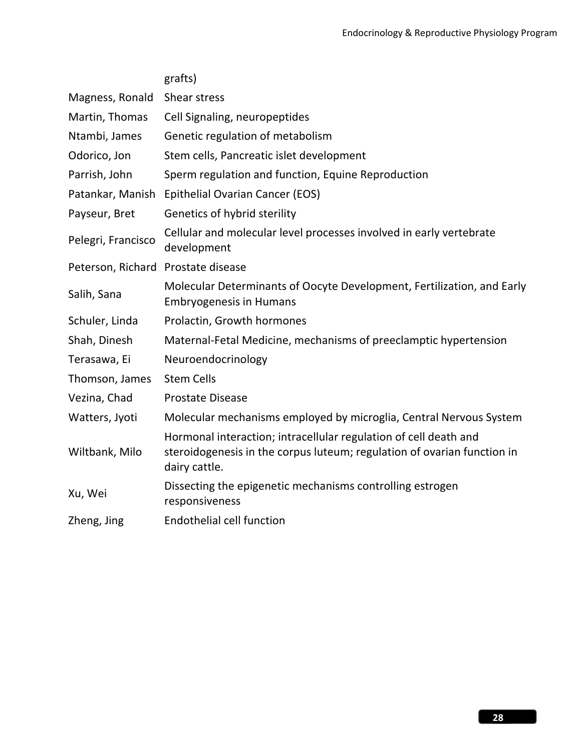| | |
|---|---|
| | grafts) |
| Magness, Ronald | Shear stress |
| Martin, Thomas | Cell Signaling, neuropeptides |
| Ntambi, James | Genetic regulation of metabolism |
| Odorico, Jon | Stem cells, Pancreatic islet development |
| Parrish, John | Sperm regulation and function, Equine Reproduction |
| Patankar, Manish | Epithelial Ovarian Cancer (EOS) |
| Payseur, Bret | Genetics of hybrid sterility |
| Pelegri, Francisco | Cellular and molecular level processes involved in early vertebrate development |
| Peterson, Richard | Prostate disease |
| Salih, Sana | Molecular Determinants of Oocyte Development, Fertilization, and Early Embryogenesis in Humans |
| Schuler, Linda | Prolactin, Growth hormones |
| Shah, Dinesh | Maternal-Fetal Medicine, mechanisms of preeclamptic hypertension |
| Terasawa, Ei | Neuroendocrinology |
| Thomson, James | Stem Cells |
| Vezina, Chad | Prostate Disease |
| Watters, Jyoti | Molecular mechanisms employed by microglia, Central Nervous System |
| Wiltbank, Milo | Hormonal interaction; intracellular regulation of cell death and steroidogenesis in the corpus luteum; regulation of ovarian function in dairy cattle. |
| Xu, Wei | Dissecting the epigenetic mechanisms controlling estrogen responsiveness |
| Zheng, Jing | Endothelial cell function |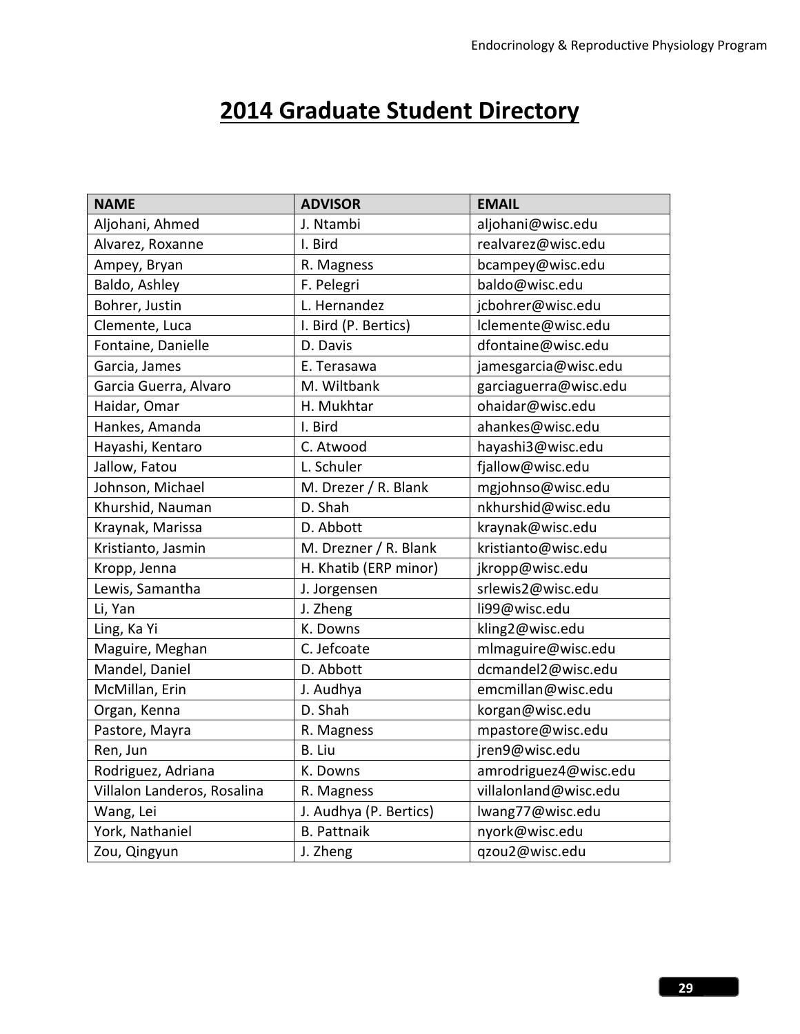# 2014 Graduate Student Directory

| NAME | ADVISOR | EMAIL |
|---|---|---|
| Aljohani, Ahmed | J. Ntambi | aljohani@wisc.edu |
| Alvarez, Roxanne | I. Bird | realvarez@wisc.edu |
| Ampey, Bryan | R. Magness | bcampey@wisc.edu |
| Baldo, Ashley | F. Pelegri | baldo@wisc.edu |
| Bohrer, Justin | L. Hernandez | jcbohrer@wisc.edu |
| Clemente, Luca | I. Bird (P. Bertics) | lclemente@wisc.edu |
| Fontaine, Danielle | D. Davis | dfontaine@wisc.edu |
| Garcia, James | E. Terasawa | jamesgarcia@wisc.edu |
| Garcia Guerra, Alvaro | M. Wiltbank | garciaguerra@wisc.edu |
| Haidar, Omar | H. Mukhtar | ohaidar@wisc.edu |
| Hankes, Amanda | I. Bird | ahankes@wisc.edu |
| Hayashi, Kentaro | C. Atwood | hayashi3@wisc.edu |
| Jallow, Fatou | L. Schuler | fjallow@wisc.edu |
| Johnson, Michael | M. Drezer / R. Blank | mgjohnso@wisc.edu |
| Khurshid, Nauman | D. Shah | nkhurshid@wisc.edu |
| Kraynak, Marissa | D. Abbott | kraynak@wisc.edu |
| Kristianto, Jasmin | M. Drezner / R. Blank | kristianto@wisc.edu |
| Kropp, Jenna | H. Khatib (ERP minor) | jkropp@wisc.edu |
| Lewis, Samantha | J. Jorgensen | srlewis2@wisc.edu |
| Li, Yan | J. Zheng | li99@wisc.edu |
| Ling, Ka Yi | K. Downs | kling2@wisc.edu |
| Maguire, Meghan | C. Jefcoate | mlmaguire@wisc.edu |
| Mandel, Daniel | D. Abbott | dcmandel2@wisc.edu |
| McMillan, Erin | J. Audhya | emcmillan@wisc.edu |
| Organ, Kenna | D. Shah | korgan@wisc.edu |
| Pastore, Mayra | R. Magness | mpastore@wisc.edu |
| Ren, Jun | B. Liu | jren9@wisc.edu |
| Rodriguez, Adriana | K. Downs | amrodriguez4@wisc.edu |
| Villalon Landeros, Rosalina | R. Magness | villalonland@wisc.edu |
| Wang, Lei | J. Audhya (P. Bertics) | lwang77@wisc.edu |
| York, Nathaniel | B. Pattnaik | nyork@wisc.edu |
| Zou, Qingyun | J. Zheng | qzou2@wisc.edu |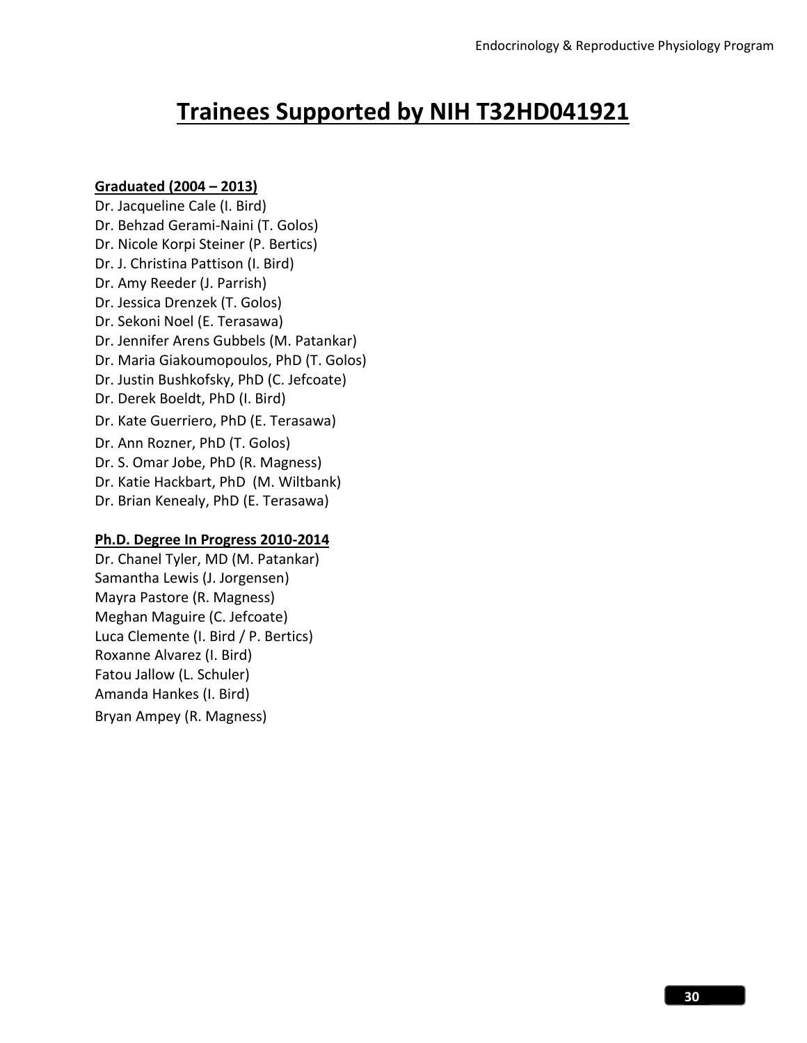# Trainees Supported by NIH T32HD041921

**Graduated (2004 – 2013)**

Dr. Jacqueline Cale (I. Bird)
Dr. Behzad Gerami-Naini (T. Golos)
Dr. Nicole Korpi Steiner (P. Bertics)
Dr. J. Christina Pattison (I. Bird)
Dr. Amy Reeder (J. Parrish)
Dr. Jessica Drenzek (T. Golos)
Dr. Sekoni Noel (E. Terasawa)
Dr. Jennifer Arens Gubbels (M. Patankar)
Dr. Maria Giakoumopoulos, PhD (T. Golos)
Dr. Justin Bushkofsky, PhD (C. Jefcoate)
Dr. Derek Boeldt, PhD (I. Bird)
Dr. Kate Guerriero, PhD (E. Terasawa)
Dr. Ann Rozner, PhD (T. Golos)
Dr. S. Omar Jobe, PhD (R. Magness)
Dr. Katie Hackbart, PhD (M. Wiltbank)
Dr. Brian Kenealy, PhD (E. Terasawa)

**Ph.D. Degree In Progress 2010-2014**

Dr. Chanel Tyler, MD (M. Patankar)
Samantha Lewis (J. Jorgensen)
Mayra Pastore (R. Magness)
Meghan Maguire (C. Jefcoate)
Luca Clemente (I. Bird / P. Bertics)
Roxanne Alvarez (I. Bird)
Fatou Jallow (L. Schuler)
Amanda Hankes (I. Bird)
Bryan Ampey (R. Magness)